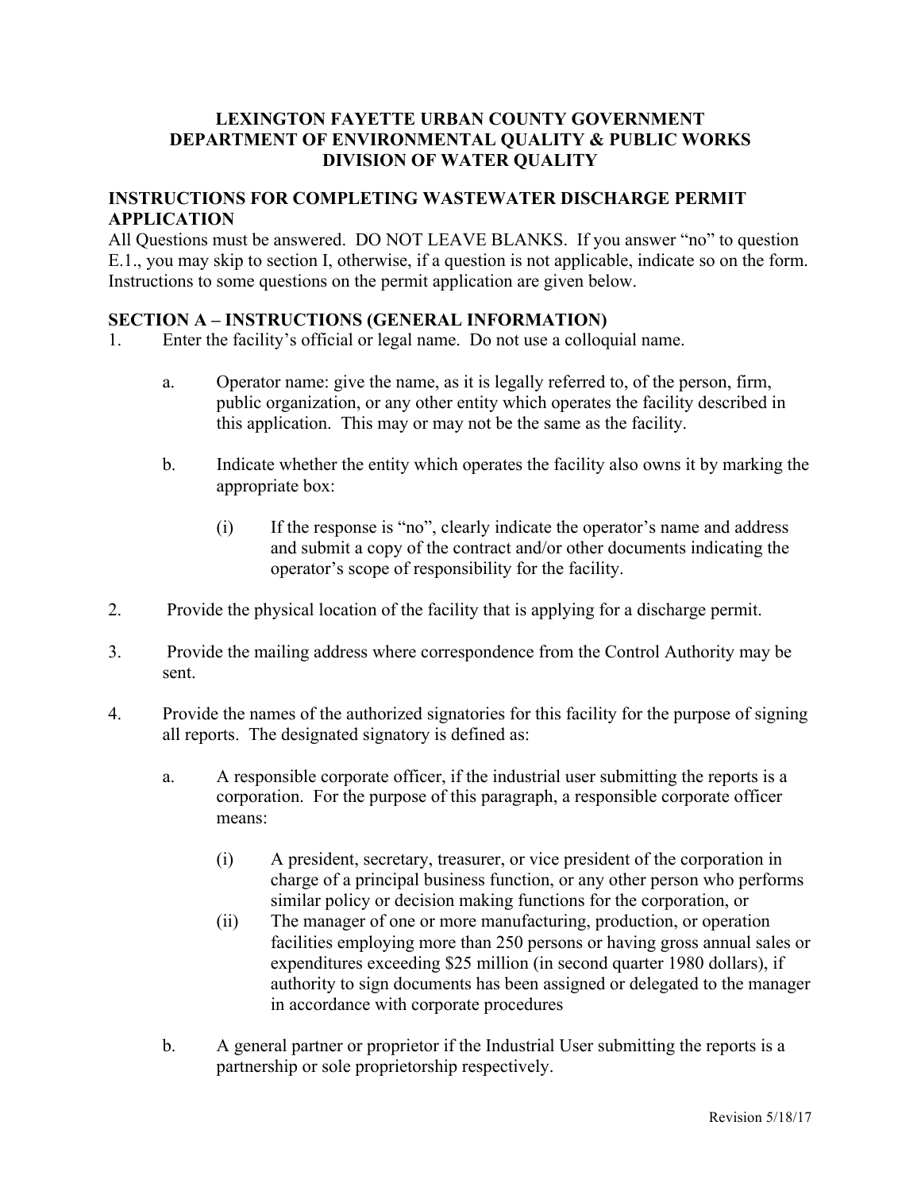# LEXINGTON FAYETTE URBAN COUNTY GOVERNMENT
# DEPARTMENT OF ENVIRONMENTAL QUALITY & PUBLIC WORKS
# DIVISION OF WATER QUALITY

## INSTRUCTIONS FOR COMPLETING WASTEWATER DISCHARGE PERMIT APPLICATION

All Questions must be answered. DO NOT LEAVE BLANKS. If you answer "no" to question E.1., you may skip to section I, otherwise, if a question is not applicable, indicate so on the form. Instructions to some questions on the permit application are given below.

## SECTION A – INSTRUCTIONS (GENERAL INFORMATION)

1. Enter the facility's official or legal name. Do not use a colloquial name.

   a. Operator name: give the name, as it is legally referred to, of the person, firm, public organization, or any other entity which operates the facility described in this application. This may or may not be the same as the facility.

   b. Indicate whether the entity which operates the facility also owns it by marking the appropriate box:

      (i) If the response is "no", clearly indicate the operator's name and address and submit a copy of the contract and/or other documents indicating the operator's scope of responsibility for the facility.

2. Provide the physical location of the facility that is applying for a discharge permit.

3. Provide the mailing address where correspondence from the Control Authority may be sent.

4. Provide the names of the authorized signatories for this facility for the purpose of signing all reports. The designated signatory is defined as:

   a. A responsible corporate officer, if the industrial user submitting the reports is a corporation. For the purpose of this paragraph, a responsible corporate officer means:

      (i) A president, secretary, treasurer, or vice president of the corporation in charge of a principal business function, or any other person who performs similar policy or decision making functions for the corporation, or

      (ii) The manager of one or more manufacturing, production, or operation facilities employing more than 250 persons or having gross annual sales or expenditures exceeding $25 million (in second quarter 1980 dollars), if authority to sign documents has been assigned or delegated to the manager in accordance with corporate procedures

   b. A general partner or proprietor if the Industrial User submitting the reports is a partnership or sole proprietorship respectively.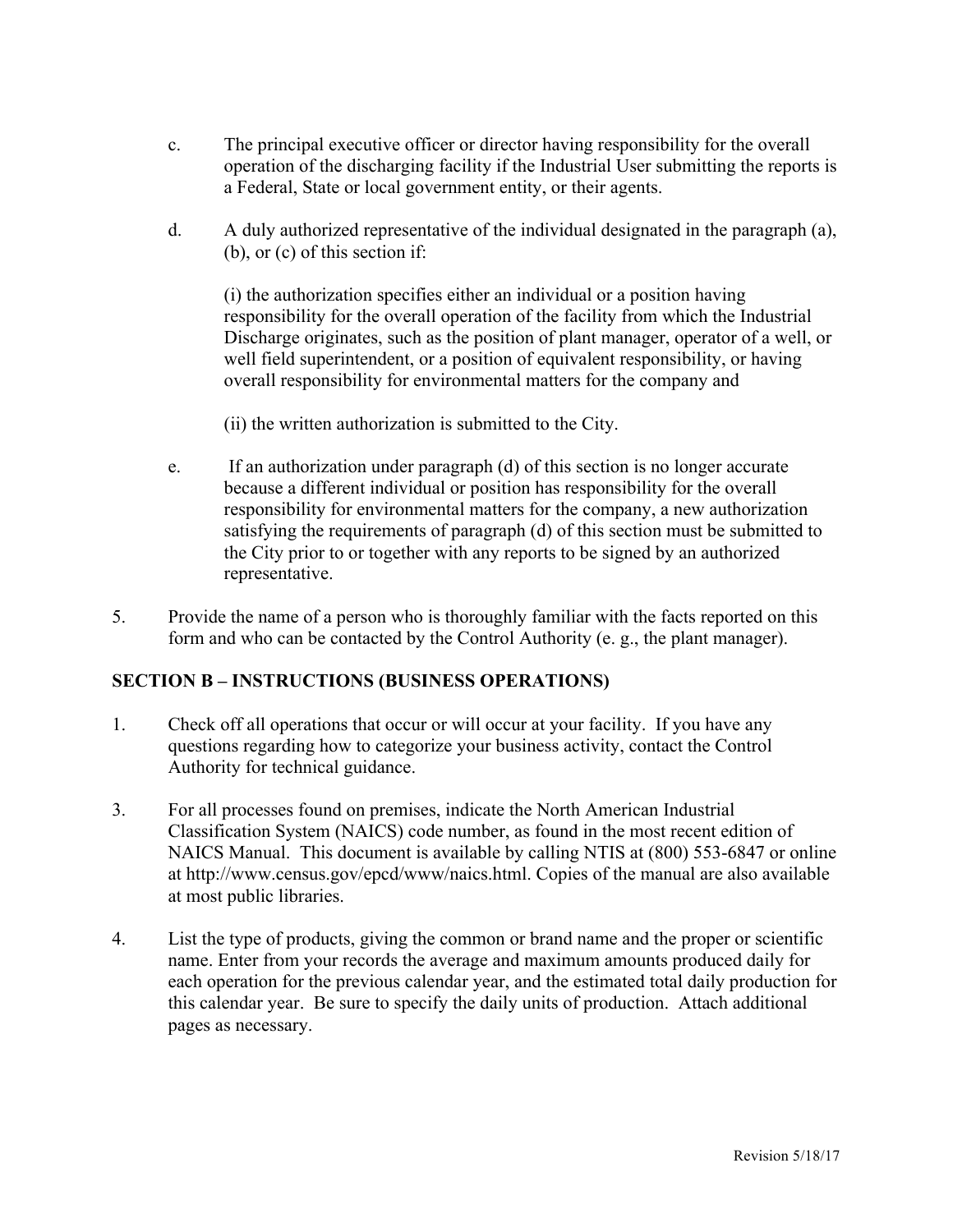c. The principal executive officer or director having responsibility for the overall operation of the discharging facility if the Industrial User submitting the reports is a Federal, State or local government entity, or their agents.

d. A duly authorized representative of the individual designated in the paragraph (a), (b), or (c) of this section if:

   (i) the authorization specifies either an individual or a position having responsibility for the overall operation of the facility from which the Industrial Discharge originates, such as the position of plant manager, operator of a well, or well field superintendent, or a position of equivalent responsibility, or having overall responsibility for environmental matters for the company and

   (ii) the written authorization is submitted to the City.

e. If an authorization under paragraph (d) of this section is no longer accurate because a different individual or position has responsibility for the overall responsibility for environmental matters for the company, a new authorization satisfying the requirements of paragraph (d) of this section must be submitted to the City prior to or together with any reports to be signed by an authorized representative.

5. Provide the name of a person who is thoroughly familiar with the facts reported on this form and who can be contacted by the Control Authority (e. g., the plant manager).

**SECTION B – INSTRUCTIONS (BUSINESS OPERATIONS)**

1. Check off all operations that occur or will occur at your facility. If you have any questions regarding how to categorize your business activity, contact the Control Authority for technical guidance.

3. For all processes found on premises, indicate the North American Industrial Classification System (NAICS) code number, as found in the most recent edition of NAICS Manual. This document is available by calling NTIS at (800) 553-6847 or online at http://www.census.gov/epcd/www/naics.html. Copies of the manual are also available at most public libraries.

4. List the type of products, giving the common or brand name and the proper or scientific name. Enter from your records the average and maximum amounts produced daily for each operation for the previous calendar year, and the estimated total daily production for this calendar year. Be sure to specify the daily units of production. Attach additional pages as necessary.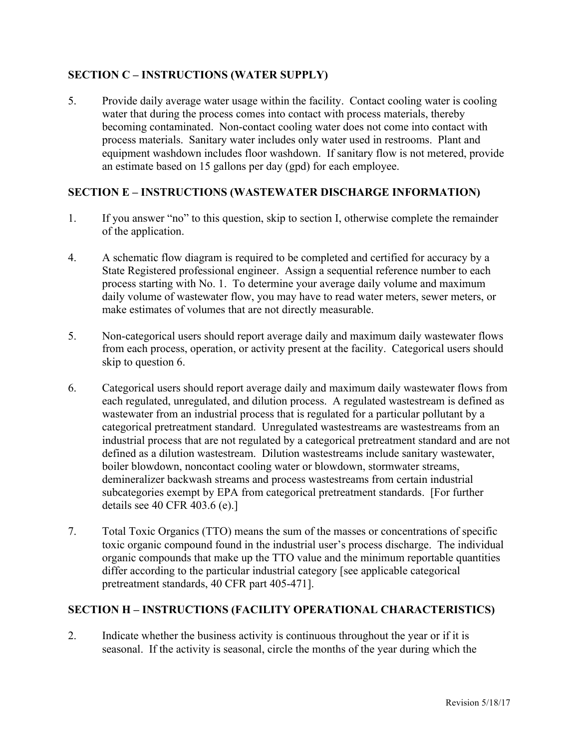## SECTION C – INSTRUCTIONS (WATER SUPPLY)

5. Provide daily average water usage within the facility. Contact cooling water is cooling water that during the process comes into contact with process materials, thereby becoming contaminated. Non-contact cooling water does not come into contact with process materials. Sanitary water includes only water used in restrooms. Plant and equipment washdown includes floor washdown. If sanitary flow is not metered, provide an estimate based on 15 gallons per day (gpd) for each employee.

## SECTION E – INSTRUCTIONS (WASTEWATER DISCHARGE INFORMATION)

1. If you answer "no" to this question, skip to section I, otherwise complete the remainder of the application.

4. A schematic flow diagram is required to be completed and certified for accuracy by a State Registered professional engineer. Assign a sequential reference number to each process starting with No. 1. To determine your average daily volume and maximum daily volume of wastewater flow, you may have to read water meters, sewer meters, or make estimates of volumes that are not directly measurable.

5. Non-categorical users should report average daily and maximum daily wastewater flows from each process, operation, or activity present at the facility. Categorical users should skip to question 6.

6. Categorical users should report average daily and maximum daily wastewater flows from each regulated, unregulated, and dilution process. A regulated wastestream is defined as wastewater from an industrial process that is regulated for a particular pollutant by a categorical pretreatment standard. Unregulated wastestreams are wastestreams from an industrial process that are not regulated by a categorical pretreatment standard and are not defined as a dilution wastestream. Dilution wastestreams include sanitary wastewater, boiler blowdown, noncontact cooling water or blowdown, stormwater streams, demineralizer backwash streams and process wastestreams from certain industrial subcategories exempt by EPA from categorical pretreatment standards. [For further details see 40 CFR 403.6 (e).]

7. Total Toxic Organics (TTO) means the sum of the masses or concentrations of specific toxic organic compound found in the industrial user's process discharge. The individual organic compounds that make up the TTO value and the minimum reportable quantities differ according to the particular industrial category [see applicable categorical pretreatment standards, 40 CFR part 405-471].

## SECTION H – INSTRUCTIONS (FACILITY OPERATIONAL CHARACTERISTICS)

2. Indicate whether the business activity is continuous throughout the year or if it is seasonal. If the activity is seasonal, circle the months of the year during which the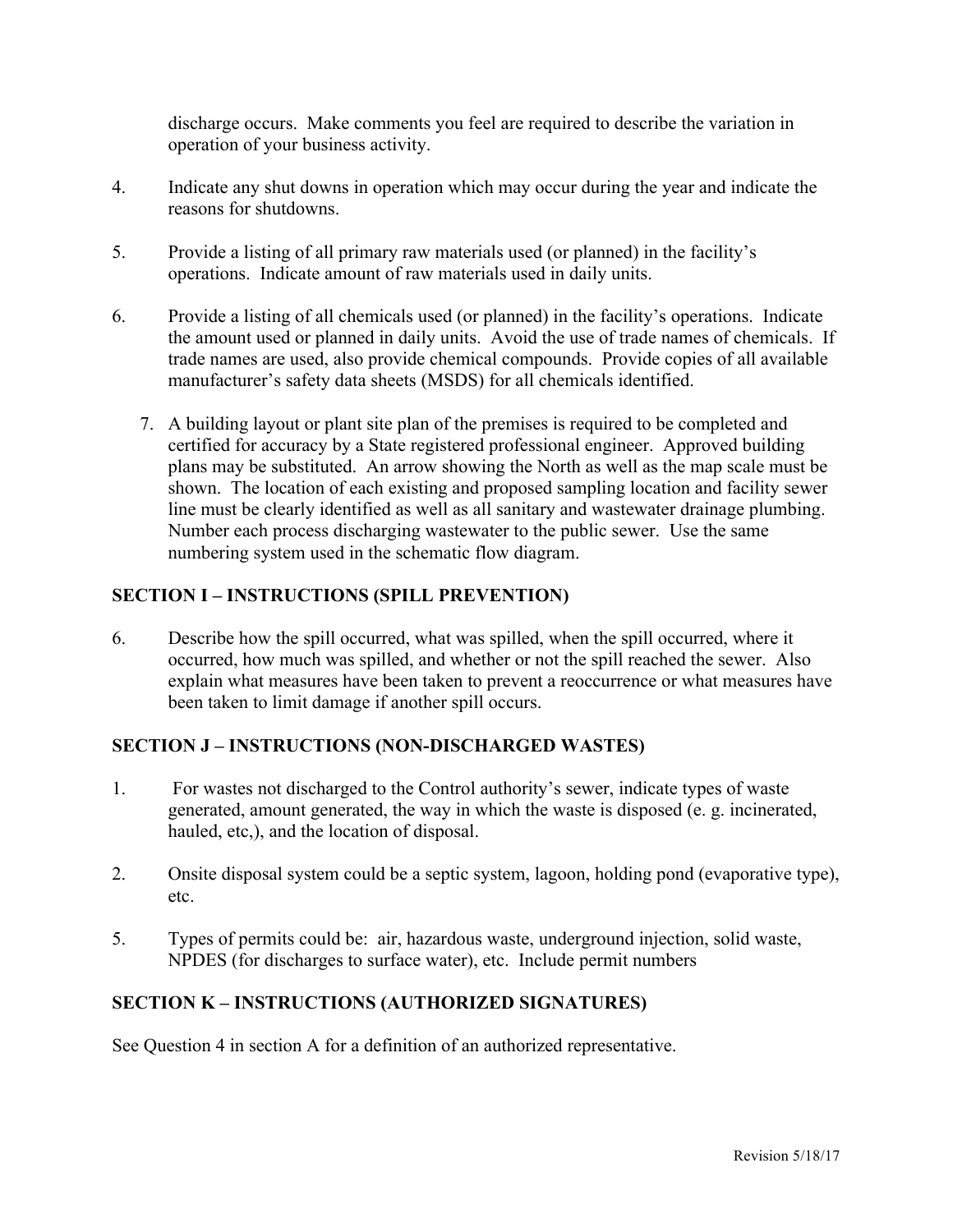discharge occurs. Make comments you feel are required to describe the variation in operation of your business activity.

4. Indicate any shut downs in operation which may occur during the year and indicate the reasons for shutdowns.

5. Provide a listing of all primary raw materials used (or planned) in the facility's operations. Indicate amount of raw materials used in daily units.

6. Provide a listing of all chemicals used (or planned) in the facility's operations. Indicate the amount used or planned in daily units. Avoid the use of trade names of chemicals. If trade names are used, also provide chemical compounds. Provide copies of all available manufacturer's safety data sheets (MSDS) for all chemicals identified.

7. A building layout or plant site plan of the premises is required to be completed and certified for accuracy by a State registered professional engineer. Approved building plans may be substituted. An arrow showing the North as well as the map scale must be shown. The location of each existing and proposed sampling location and facility sewer line must be clearly identified as well as all sanitary and wastewater drainage plumbing. Number each process discharging wastewater to the public sewer. Use the same numbering system used in the schematic flow diagram.

## SECTION I – INSTRUCTIONS (SPILL PREVENTION)

6. Describe how the spill occurred, what was spilled, when the spill occurred, where it occurred, how much was spilled, and whether or not the spill reached the sewer. Also explain what measures have been taken to prevent a reoccurrence or what measures have been taken to limit damage if another spill occurs.

## SECTION J – INSTRUCTIONS (NON-DISCHARGED WASTES)

1. For wastes not discharged to the Control authority's sewer, indicate types of waste generated, amount generated, the way in which the waste is disposed (e. g. incinerated, hauled, etc,), and the location of disposal.

2. Onsite disposal system could be a septic system, lagoon, holding pond (evaporative type), etc.

5. Types of permits could be: air, hazardous waste, underground injection, solid waste, NPDES (for discharges to surface water), etc. Include permit numbers

## SECTION K – INSTRUCTIONS (AUTHORIZED SIGNATURES)

See Question 4 in section A for a definition of an authorized representative.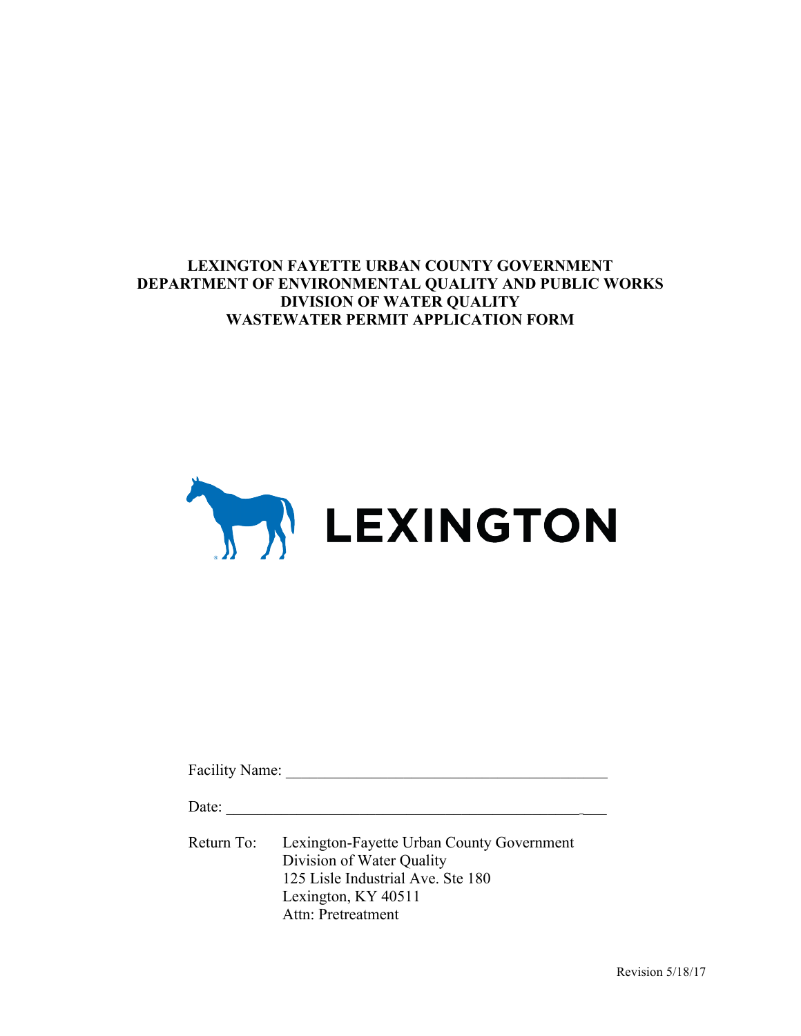**LEXINGTON FAYETTE URBAN COUNTY GOVERNMENT**
**DEPARTMENT OF ENVIRONMENTAL QUALITY AND PUBLIC WORKS**
**DIVISION OF WATER QUALITY**
**WASTEWATER PERMIT APPLICATION FORM**

LEXINGTON

Facility Name: ___________________________________________

Date: ___________________________________________________

Return To: Lexington-Fayette Urban County Government
Division of Water Quality
125 Lisle Industrial Ave. Ste 180
Lexington, KY 40511
Attn: Pretreatment

Revision 5/18/17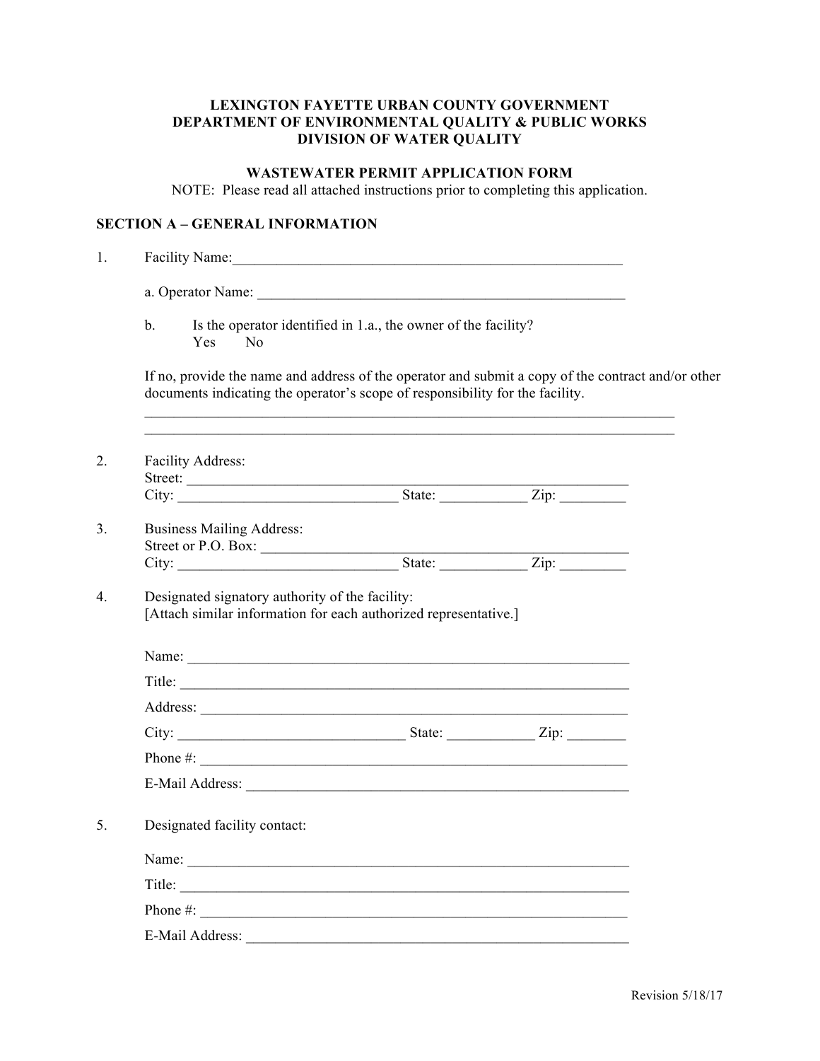**LEXINGTON FAYETTE URBAN COUNTY GOVERNMENT**
**DEPARTMENT OF ENVIRONMENTAL QUALITY & PUBLIC WORKS**
**DIVISION OF WATER QUALITY**

**WASTEWATER PERMIT APPLICATION FORM**

NOTE: Please read all attached instructions prior to completing this application.

## SECTION A – GENERAL INFORMATION

1. Facility Name:_______________________________________________________

   a. Operator Name: _____________________________________________________

   b. Is the operator identified in 1.a., the owner of the facility?
      Yes No

   If no, provide the name and address of the operator and submit a copy of the contract and/or other documents indicating the operator's scope of responsibility for the facility.

   ___________________________________________________________________________
   ___________________________________________________________________________

2. Facility Address:
   Street: _____________________________________________________________
   City: ______________________________ State: ___________ Zip: _________

3. Business Mailing Address:
   Street or P.O. Box: ___________________________________________________
   City: ______________________________ State: ___________ Zip: _________

4. Designated signatory authority of the facility:
   [Attach similar information for each authorized representative.]

   Name: _____________________________________________________________

   Title: ______________________________________________________________

   Address: ___________________________________________________________

   City: _______________________________ State: ____________ Zip: ________

   Phone #: ___________________________________________________________

   E-Mail Address: ______________________________________________________

5. Designated facility contact:

   Name: _____________________________________________________________

   Title: ______________________________________________________________

   Phone #: ___________________________________________________________

   E-Mail Address: ______________________________________________________

Revision 5/18/17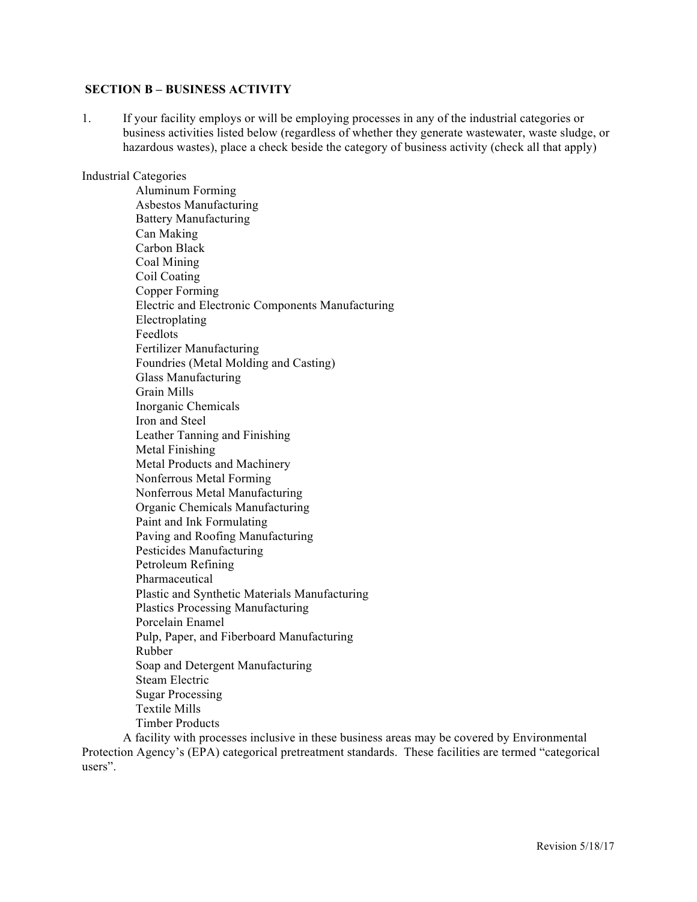### SECTION B – BUSINESS ACTIVITY

1. If your facility employs or will be employing processes in any of the industrial categories or business activities listed below (regardless of whether they generate wastewater, waste sludge, or hazardous wastes), place a check beside the category of business activity (check all that apply)

Industrial Categories

- Aluminum Forming
- Asbestos Manufacturing
- Battery Manufacturing
- Can Making
- Carbon Black
- Coal Mining
- Coil Coating
- Copper Forming
- Electric and Electronic Components Manufacturing
- Electroplating
- Feedlots
- Fertilizer Manufacturing
- Foundries (Metal Molding and Casting)
- Glass Manufacturing
- Grain Mills
- Inorganic Chemicals
- Iron and Steel
- Leather Tanning and Finishing
- Metal Finishing
- Metal Products and Machinery
- Nonferrous Metal Forming
- Nonferrous Metal Manufacturing
- Organic Chemicals Manufacturing
- Paint and Ink Formulating
- Paving and Roofing Manufacturing
- Pesticides Manufacturing
- Petroleum Refining
- Pharmaceutical
- Plastic and Synthetic Materials Manufacturing
- Plastics Processing Manufacturing
- Porcelain Enamel
- Pulp, Paper, and Fiberboard Manufacturing
- Rubber
- Soap and Detergent Manufacturing
- Steam Electric
- Sugar Processing
- Textile Mills
- Timber Products

A facility with processes inclusive in these business areas may be covered by Environmental Protection Agency's (EPA) categorical pretreatment standards. These facilities are termed "categorical users".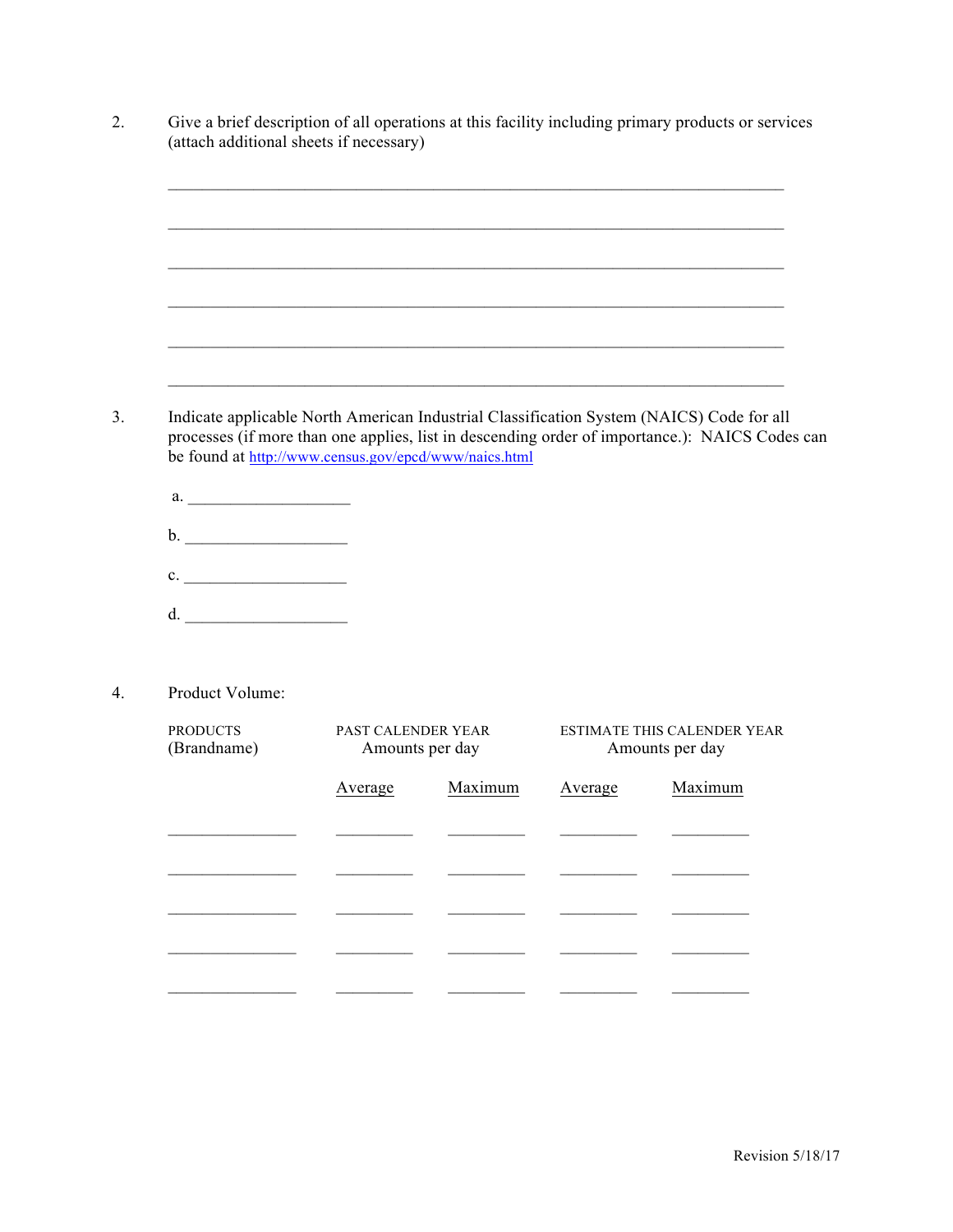2. Give a brief description of all operations at this facility including primary products or services (attach additional sheets if necessary)

\_\_\_\_\_\_\_\_\_\_\_\_\_\_\_\_\_\_\_\_\_\_\_\_\_\_\_\_\_\_\_\_\_\_\_\_\_\_\_\_\_\_\_\_\_\_\_\_\_\_\_\_\_\_\_\_\_\_\_\_\_\_\_\_\_\_\_\_\_\_\_\_

\_\_\_\_\_\_\_\_\_\_\_\_\_\_\_\_\_\_\_\_\_\_\_\_\_\_\_\_\_\_\_\_\_\_\_\_\_\_\_\_\_\_\_\_\_\_\_\_\_\_\_\_\_\_\_\_\_\_\_\_\_\_\_\_\_\_\_\_\_\_\_\_

\_\_\_\_\_\_\_\_\_\_\_\_\_\_\_\_\_\_\_\_\_\_\_\_\_\_\_\_\_\_\_\_\_\_\_\_\_\_\_\_\_\_\_\_\_\_\_\_\_\_\_\_\_\_\_\_\_\_\_\_\_\_\_\_\_\_\_\_\_\_\_\_

\_\_\_\_\_\_\_\_\_\_\_\_\_\_\_\_\_\_\_\_\_\_\_\_\_\_\_\_\_\_\_\_\_\_\_\_\_\_\_\_\_\_\_\_\_\_\_\_\_\_\_\_\_\_\_\_\_\_\_\_\_\_\_\_\_\_\_\_\_\_\_\_

\_\_\_\_\_\_\_\_\_\_\_\_\_\_\_\_\_\_\_\_\_\_\_\_\_\_\_\_\_\_\_\_\_\_\_\_\_\_\_\_\_\_\_\_\_\_\_\_\_\_\_\_\_\_\_\_\_\_\_\_\_\_\_\_\_\_\_\_\_\_\_\_

\_\_\_\_\_\_\_\_\_\_\_\_\_\_\_\_\_\_\_\_\_\_\_\_\_\_\_\_\_\_\_\_\_\_\_\_\_\_\_\_\_\_\_\_\_\_\_\_\_\_\_\_\_\_\_\_\_\_\_\_\_\_\_\_\_\_\_\_\_\_\_\_

3. Indicate applicable North American Industrial Classification System (NAICS) Code for all processes (if more than one applies, list in descending order of importance.): NAICS Codes can be found at http://www.census.gov/epcd/www/naics.html

a. \_\_\_\_\_\_\_\_\_\_\_\_\_\_\_\_\_\_\_\_

b. \_\_\_\_\_\_\_\_\_\_\_\_\_\_\_\_\_\_\_\_

c. \_\_\_\_\_\_\_\_\_\_\_\_\_\_\_\_\_\_\_\_

d. \_\_\_\_\_\_\_\_\_\_\_\_\_\_\_\_\_\_\_\_

4. Product Volume:

| PRODUCTS (Brandname) | PAST CALENDER YEAR Amounts per day | | ESTIMATE THIS CALENDER YEAR Amounts per day | |
|---|---|---|---|---|
| | Average | Maximum | Average | Maximum |
| | | | | |
| | | | | |
| | | | | |
| | | | | |
| | | | | |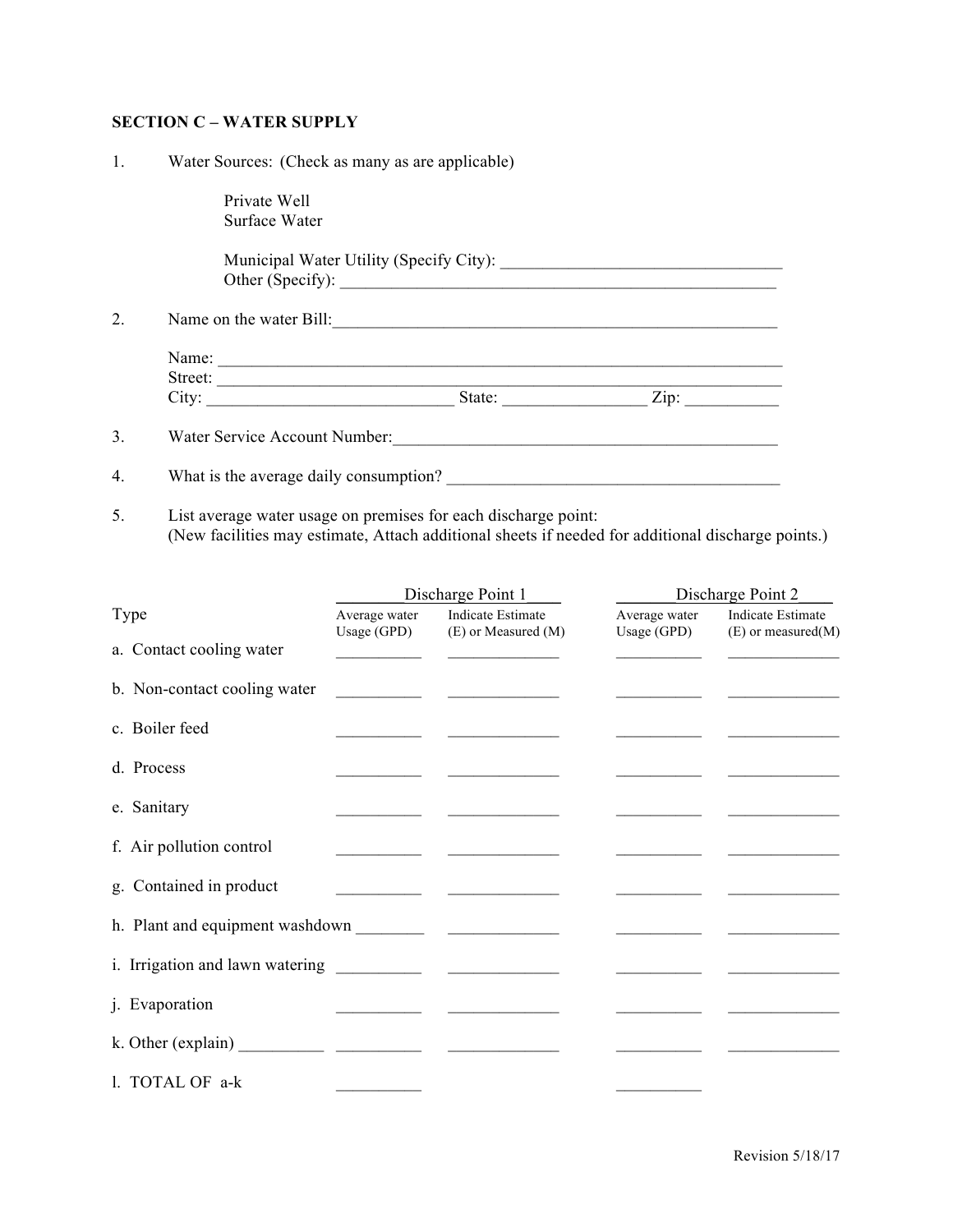**SECTION C – WATER SUPPLY**

1. Water Sources: (Check as many as are applicable)

   Private Well
   Surface Water

   Municipal Water Utility (Specify City): ________________________________
   Other (Specify): ____________________________________________________

2. Name on the water Bill:____________________________________________________

   Name: ______________________________________________________________
   Street: ______________________________________________________________
   City: ____________________________ State: ________________ Zip: __________

3. Water Service Account Number:_____________________________________________

4. What is the average daily consumption? ______________________________________

5. List average water usage on premises for each discharge point:
   (New facilities may estimate, Attach additional sheets if needed for additional discharge points.)

| Type | Discharge Point 1 | | Discharge Point 2 | |
|---|---|---|---|---|
| | Average water Usage (GPD) | Indicate Estimate (E) or Measured (M) | Average water Usage (GPD) | Indicate Estimate (E) or measured(M) |
| a. Contact cooling water | __________ | _____________ | __________ | _____________ |
| b. Non-contact cooling water | __________ | _____________ | __________ | _____________ |
| c. Boiler feed | __________ | _____________ | __________ | _____________ |
| d. Process | __________ | _____________ | __________ | _____________ |
| e. Sanitary | __________ | _____________ | __________ | _____________ |
| f. Air pollution control | __________ | _____________ | __________ | _____________ |
| g. Contained in product | __________ | _____________ | __________ | _____________ |
| h. Plant and equipment washdown | ________ | _____________ | __________ | _____________ |
| i. Irrigation and lawn watering | __________ | _____________ | __________ | _____________ |
| j. Evaporation | __________ | _____________ | __________ | _____________ |
| k. Other (explain) __________ | __________ | _____________ | __________ | _____________ |
| l. TOTAL OF a-k | __________ | | __________ | |

Revision 5/18/17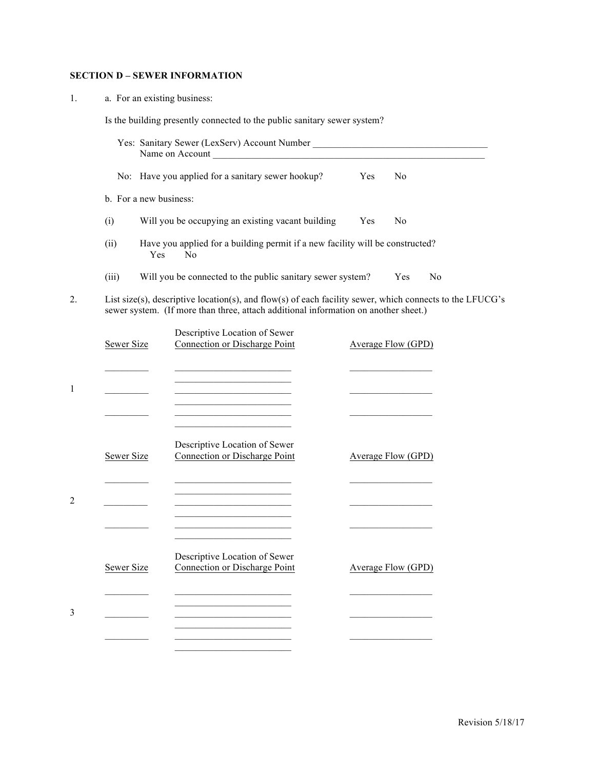**SECTION D – SEWER INFORMATION**

1. a. For an existing business:

   Is the building presently connected to the public sanitary sewer system?

   Yes: Sanitary Sewer (LexServ) Account Number ____________________________________
   Name on Account ____________________________________________________________

   No: Have you applied for a sanitary sewer hookup? Yes No

   b. For a new business:

   (i) Will you be occupying an existing vacant building Yes No

   (ii) Have you applied for a building permit if a new facility will be constructed? Yes No

   (iii) Will you be connected to the public sanitary sewer system? Yes No

2. List size(s), descriptive location(s), and flow(s) of each facility sewer, which connects to the LFUCG's sewer system. (If more than three, attach additional information on another sheet.)

| | Sewer Size | Descriptive Location of Sewer Connection or Discharge Point | Average Flow (GPD) |
|---|---|---|---|
| 1 | _________ | _________________________ | _________________ |
| | _________ | _________________________ | _________________ |
| | _________ | _________________________ | _________________ |

| | Sewer Size | Descriptive Location of Sewer Connection or Discharge Point | Average Flow (GPD) |
|---|---|---|---|
| 2 | _________ | _________________________ | _________________ |
| | _________ | _________________________ | _________________ |
| | _________ | _________________________ | _________________ |

| | Sewer Size | Descriptive Location of Sewer Connection or Discharge Point | Average Flow (GPD) |
|---|---|---|---|
| 3 | _________ | _________________________ | _________________ |
| | _________ | _________________________ | _________________ |
| | _________ | _________________________ | _________________ |

Revision 5/18/17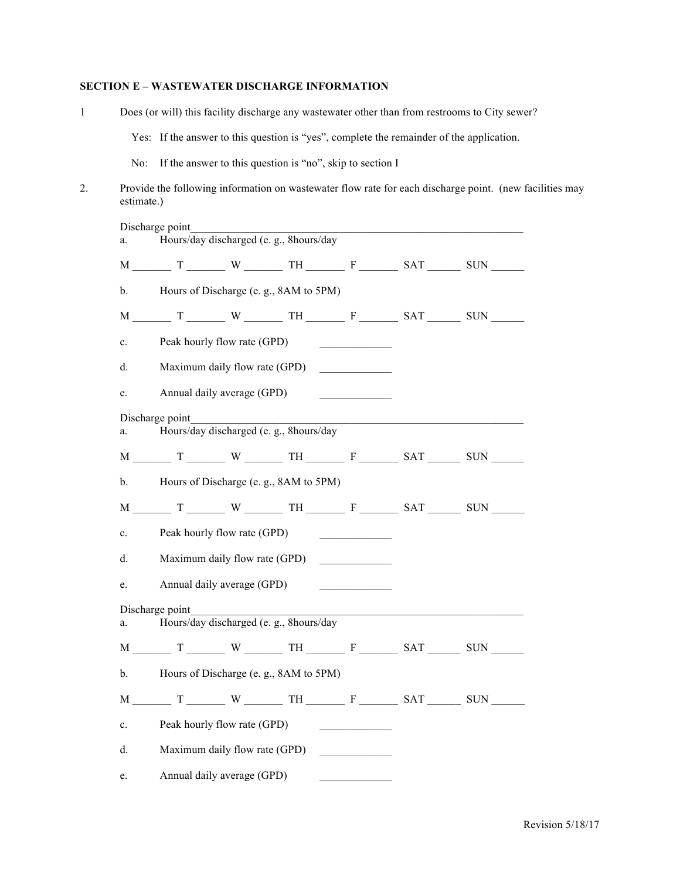**SECTION E – WASTEWATER DISCHARGE INFORMATION**

1 Does (or will) this facility discharge any wastewater other than from restrooms to City sewer?

Yes: If the answer to this question is "yes", complete the remainder of the application.

No: If the answer to this question is "no", skip to section I

2. Provide the following information on wastewater flow rate for each discharge point. (new facilities may estimate.)

Discharge point_______________________________________________________________

a. Hours/day discharged (e. g., 8hours/day

M _______ T _______ W _______ TH _______ F _______ SAT ______ SUN ______

b. Hours of Discharge (e. g., 8AM to 5PM)

M _______ T _______ W _______ TH _______ F _______ SAT ______ SUN ______

c. Peak hourly flow rate (GPD) _____________

d. Maximum daily flow rate (GPD) _____________

e. Annual daily average (GPD) _____________

Discharge point_______________________________________________________________

a. Hours/day discharged (e. g., 8hours/day

M _______ T _______ W _______ TH _______ F _______ SAT ______ SUN ______

b. Hours of Discharge (e. g., 8AM to 5PM)

M _______ T _______ W _______ TH _______ F _______ SAT ______ SUN ______

c. Peak hourly flow rate (GPD) _____________

d. Maximum daily flow rate (GPD) _____________

e. Annual daily average (GPD) _____________

Discharge point_______________________________________________________________

a. Hours/day discharged (e. g., 8hours/day

M _______ T _______ W _______ TH _______ F _______ SAT ______ SUN ______

b. Hours of Discharge (e. g., 8AM to 5PM)

M _______ T _______ W _______ TH _______ F _______ SAT ______ SUN ______

c. Peak hourly flow rate (GPD) _____________

d. Maximum daily flow rate (GPD) _____________

e. Annual daily average (GPD) _____________

Revision 5/18/17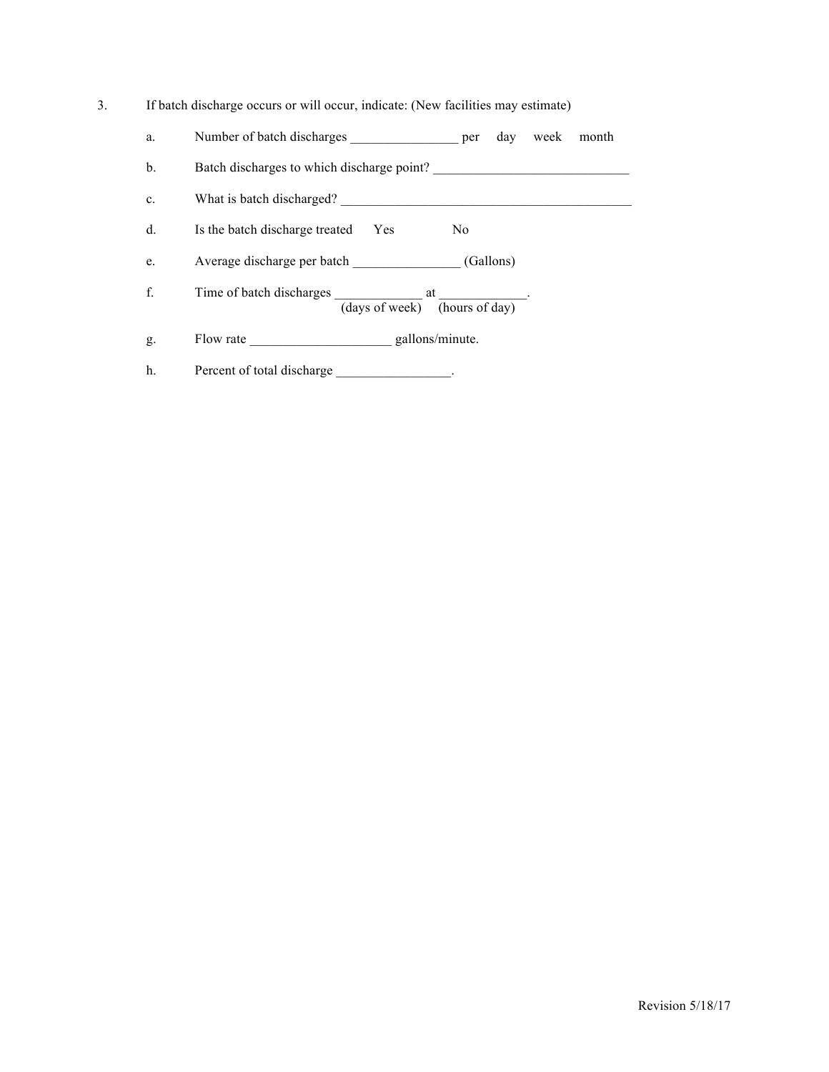3. If batch discharge occurs or will occur, indicate: (New facilities may estimate)

   a. Number of batch discharges ________________ per day week month

   b. Batch discharges to which discharge point? _____________________________

   c. What is batch discharged? ____________________________________________

   d. Is the batch discharge treated Yes No

   e. Average discharge per batch ________________ (Gallons)

   f. Time of batch discharges _____________ at _____________.
      (days of week) (hours of day)

   g. Flow rate _____________________ gallons/minute.

   h. Percent of total discharge _________________.

Revision 5/18/17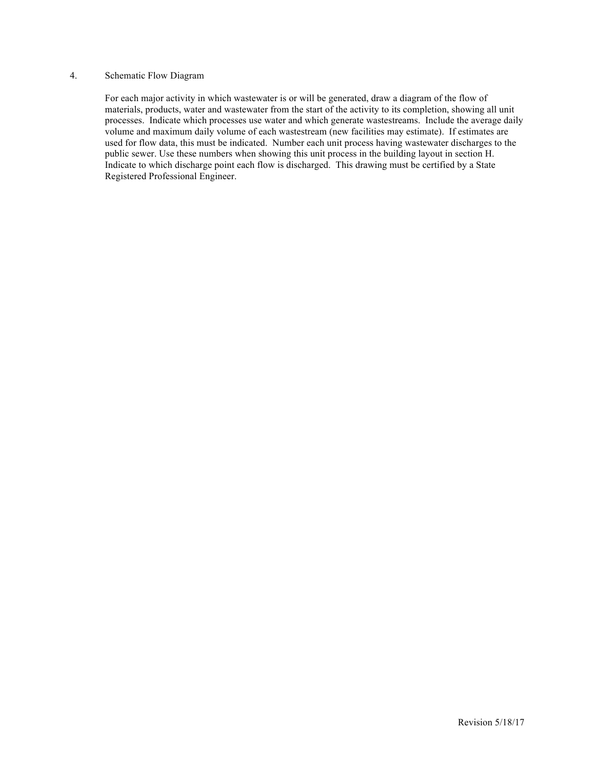4. Schematic Flow Diagram

For each major activity in which wastewater is or will be generated, draw a diagram of the flow of materials, products, water and wastewater from the start of the activity to its completion, showing all unit processes. Indicate which processes use water and which generate wastestreams. Include the average daily volume and maximum daily volume of each wastestream (new facilities may estimate). If estimates are used for flow data, this must be indicated. Number each unit process having wastewater discharges to the public sewer. Use these numbers when showing this unit process in the building layout in section H. Indicate to which discharge point each flow is discharged. This drawing must be certified by a State Registered Professional Engineer.

Revision 5/18/17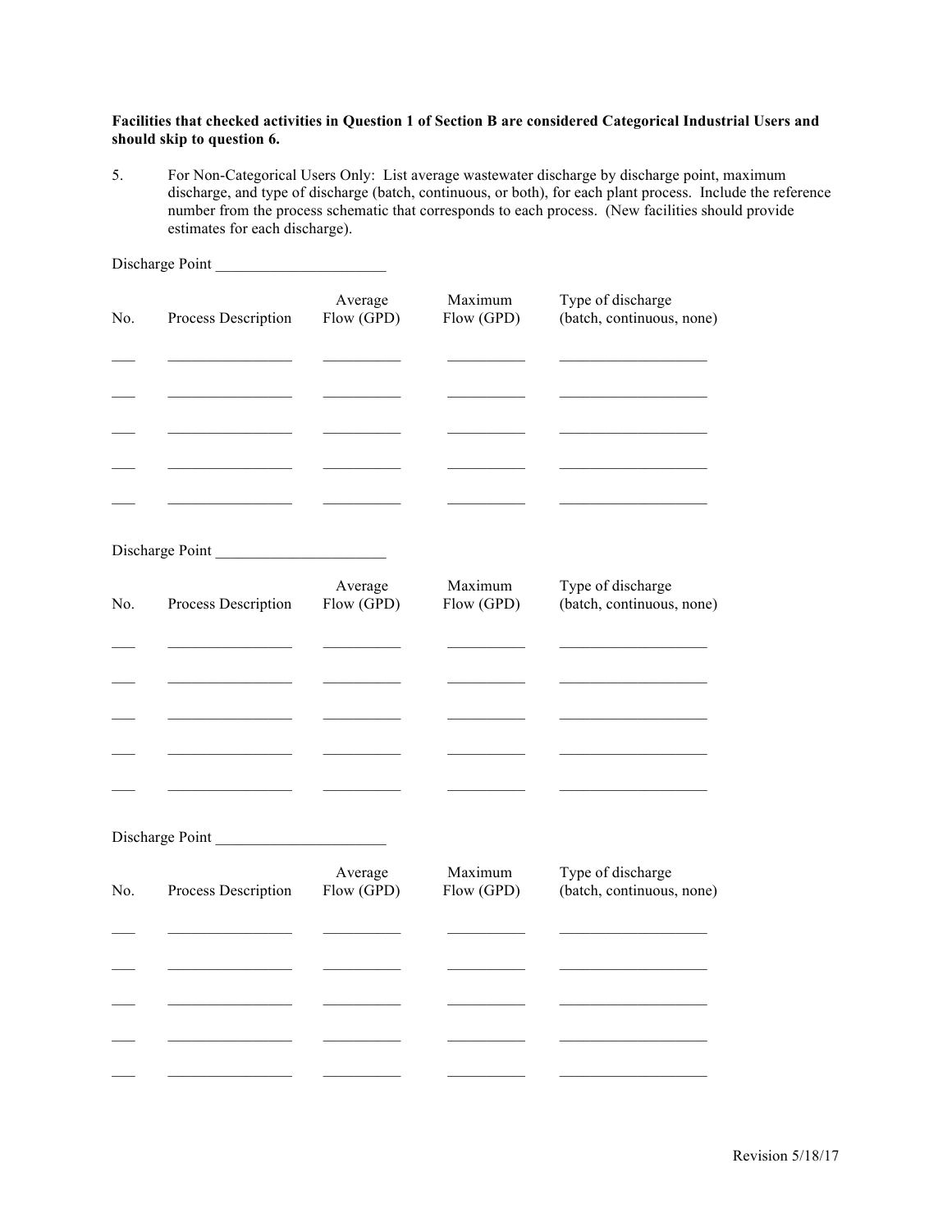**Facilities that checked activities in Question 1 of Section B are considered Categorical Industrial Users and should skip to question 6.**

5. For Non-Categorical Users Only: List average wastewater discharge by discharge point, maximum discharge, and type of discharge (batch, continuous, or both), for each plant process. Include the reference number from the process schematic that corresponds to each process. (New facilities should provide estimates for each discharge).

Discharge Point ______________________

| No. | Process Description | Average Flow (GPD) | Maximum Flow (GPD) | Type of discharge (batch, continuous, none) |
|---|---|---|---|---|
| ___ | ________________ | __________ | __________ | ___________________ |
| ___ | ________________ | __________ | __________ | ___________________ |
| ___ | ________________ | __________ | __________ | ___________________ |
| ___ | ________________ | __________ | __________ | ___________________ |
| ___ | ________________ | __________ | __________ | ___________________ |

Discharge Point ______________________

| No. | Process Description | Average Flow (GPD) | Maximum Flow (GPD) | Type of discharge (batch, continuous, none) |
|---|---|---|---|---|
| ___ | ________________ | __________ | __________ | ___________________ |
| ___ | ________________ | __________ | __________ | ___________________ |
| ___ | ________________ | __________ | __________ | ___________________ |
| ___ | ________________ | __________ | __________ | ___________________ |
| ___ | ________________ | __________ | __________ | ___________________ |

Discharge Point ______________________

| No. | Process Description | Average Flow (GPD) | Maximum Flow (GPD) | Type of discharge (batch, continuous, none) |
|---|---|---|---|---|
| ___ | ________________ | __________ | __________ | ___________________ |
| ___ | ________________ | __________ | __________ | ___________________ |
| ___ | ________________ | __________ | __________ | ___________________ |
| ___ | ________________ | __________ | __________ | ___________________ |
| ___ | ________________ | __________ | __________ | ___________________ |

Revision 5/18/17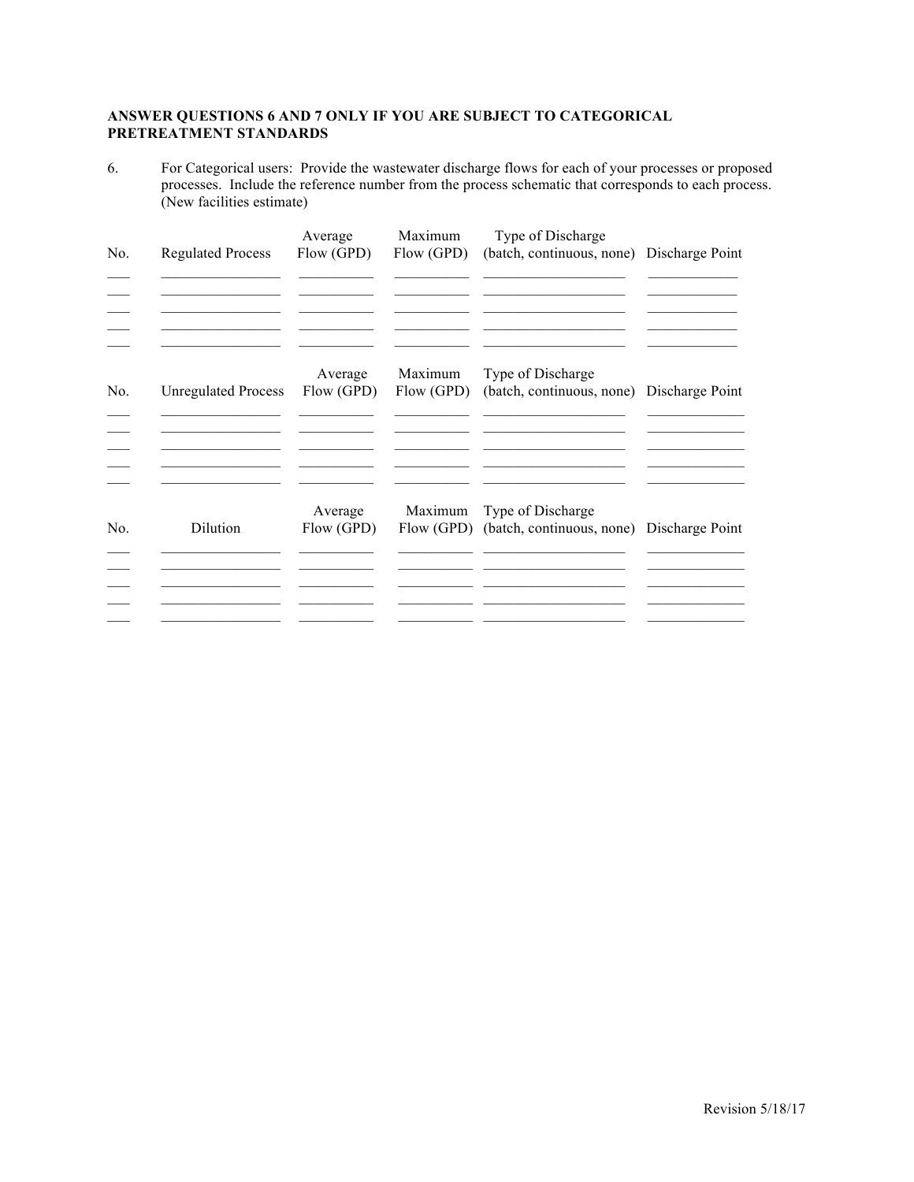**ANSWER QUESTIONS 6 AND 7 ONLY IF YOU ARE SUBJECT TO CATEGORICAL PRETREATMENT STANDARDS**

6. For Categorical users: Provide the wastewater discharge flows for each of your processes or proposed processes. Include the reference number from the process schematic that corresponds to each process. (New facilities estimate)

| No. | Regulated Process | Average Flow (GPD) | Maximum Flow (GPD) | Type of Discharge (batch, continuous, none) | Discharge Point |
|---|---|---|---|---|---|
| ___ | ________________ | __________ | __________ | ___________________ | ____________ |
| ___ | ________________ | __________ | __________ | ___________________ | ____________ |
| ___ | ________________ | __________ | __________ | ___________________ | ____________ |
| ___ | ________________ | __________ | __________ | ___________________ | ____________ |
| ___ | ________________ | __________ | __________ | ___________________ | ____________ |

| No. | Unregulated Process | Average Flow (GPD) | Maximum Flow (GPD) | Type of Discharge (batch, continuous, none) | Discharge Point |
|---|---|---|---|---|---|
| ___ | ________________ | __________ | __________ | ___________________ | _____________ |
| ___ | ________________ | __________ | __________ | ___________________ | _____________ |
| ___ | ________________ | __________ | __________ | ___________________ | _____________ |
| ___ | ________________ | __________ | __________ | ___________________ | _____________ |
| ___ | ________________ | __________ | __________ | ___________________ | _____________ |

| No. | Dilution | Average Flow (GPD) | Maximum Flow (GPD) | Type of Discharge (batch, continuous, none) | Discharge Point |
|---|---|---|---|---|---|
| ___ | ________________ | __________ | __________ | ___________________ | _____________ |
| ___ | ________________ | __________ | __________ | ___________________ | _____________ |
| ___ | ________________ | __________ | __________ | ___________________ | _____________ |
| ___ | ________________ | __________ | __________ | ___________________ | _____________ |
| ___ | ________________ | __________ | __________ | ___________________ | _____________ |

Revision 5/18/17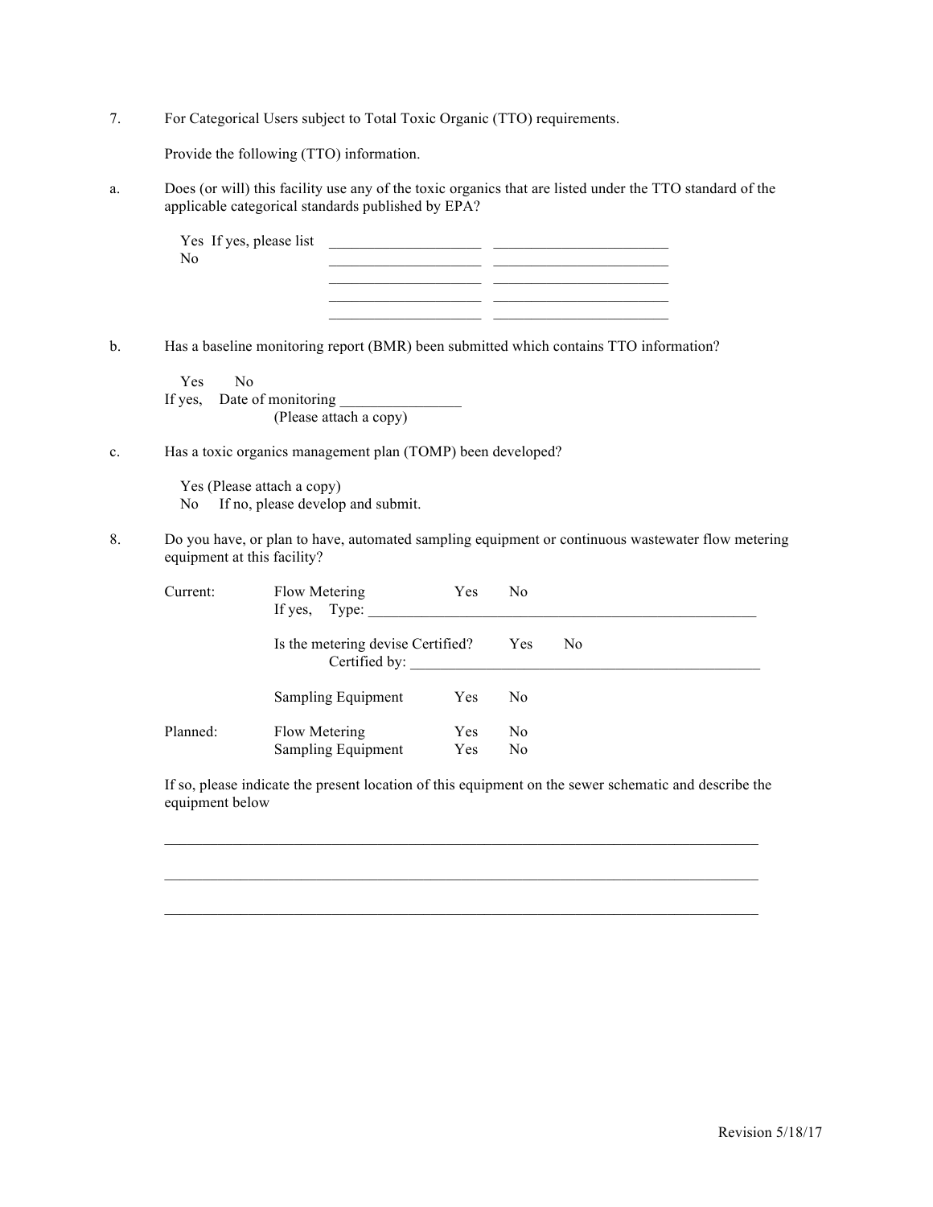7. For Categorical Users subject to Total Toxic Organic (TTO) requirements.

   Provide the following (TTO) information.

a. Does (or will) this facility use any of the toxic organics that are listed under the TTO standard of the applicable categorical standards published by EPA?

   Yes If yes, please list ____________________ ______________________
   No ____________________ ______________________
   ____________________ ______________________
   ____________________ ______________________
   ____________________ ______________________

b. Has a baseline monitoring report (BMR) been submitted which contains TTO information?

   Yes No
   If yes, Date of monitoring ________________
   (Please attach a copy)

c. Has a toxic organics management plan (TOMP) been developed?

   Yes (Please attach a copy)
   No If no, please develop and submit.

8. Do you have, or plan to have, automated sampling equipment or continuous wastewater flow metering equipment at this facility?

| | | | |
|---|---|---|---|
| Current: | Flow Metering | Yes | No |
| | If yes, Type: ________________________________________________ | | |
| | Is the metering devise Certified? | Yes | No |
| | Certified by: ________________________________________________ | | |
| | Sampling Equipment | Yes | No |
| Planned: | Flow Metering | Yes | No |
| | Sampling Equipment | Yes | No |

If so, please indicate the present location of this equipment on the sewer schematic and describe the equipment below

_____________________________________________________________________________

_____________________________________________________________________________

_____________________________________________________________________________

Revision 5/18/17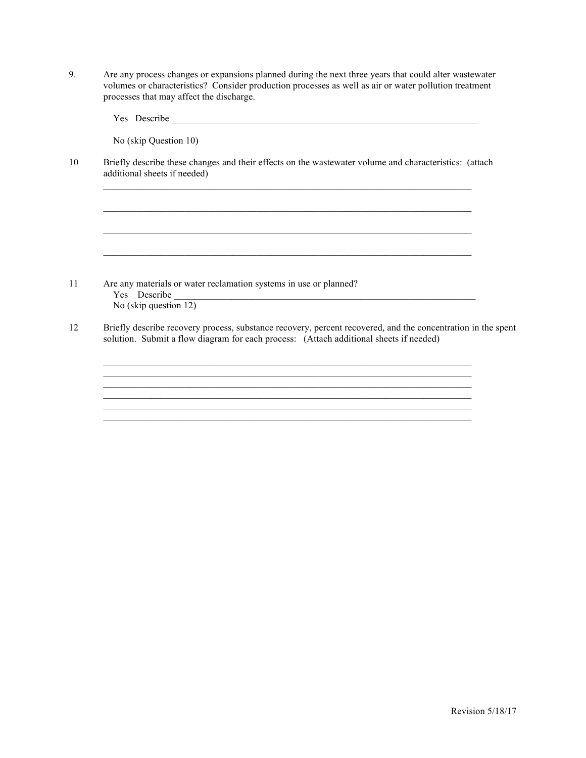9. Are any process changes or expansions planned during the next three years that could alter wastewater volumes or characteristics? Consider production processes as well as air or water pollution treatment processes that may affect the discharge.

   Yes Describe ____________________________________________________________________

   No (skip Question 10)

10 Briefly describe these changes and their effects on the wastewater volume and characteristics: (attach additional sheets if needed)

   ________________________________________________________________________________

   ________________________________________________________________________________

   ________________________________________________________________________________

   ________________________________________________________________________________

11 Are any materials or water reclamation systems in use or planned?
   Yes Describe ____________________________________________________________________
   No (skip question 12)

12 Briefly describe recovery process, substance recovery, percent recovered, and the concentration in the spent solution. Submit a flow diagram for each process: (Attach additional sheets if needed)

   ________________________________________________________________________________
   ________________________________________________________________________________
   ________________________________________________________________________________
   ________________________________________________________________________________
   ________________________________________________________________________________
   ________________________________________________________________________________

Revision 5/18/17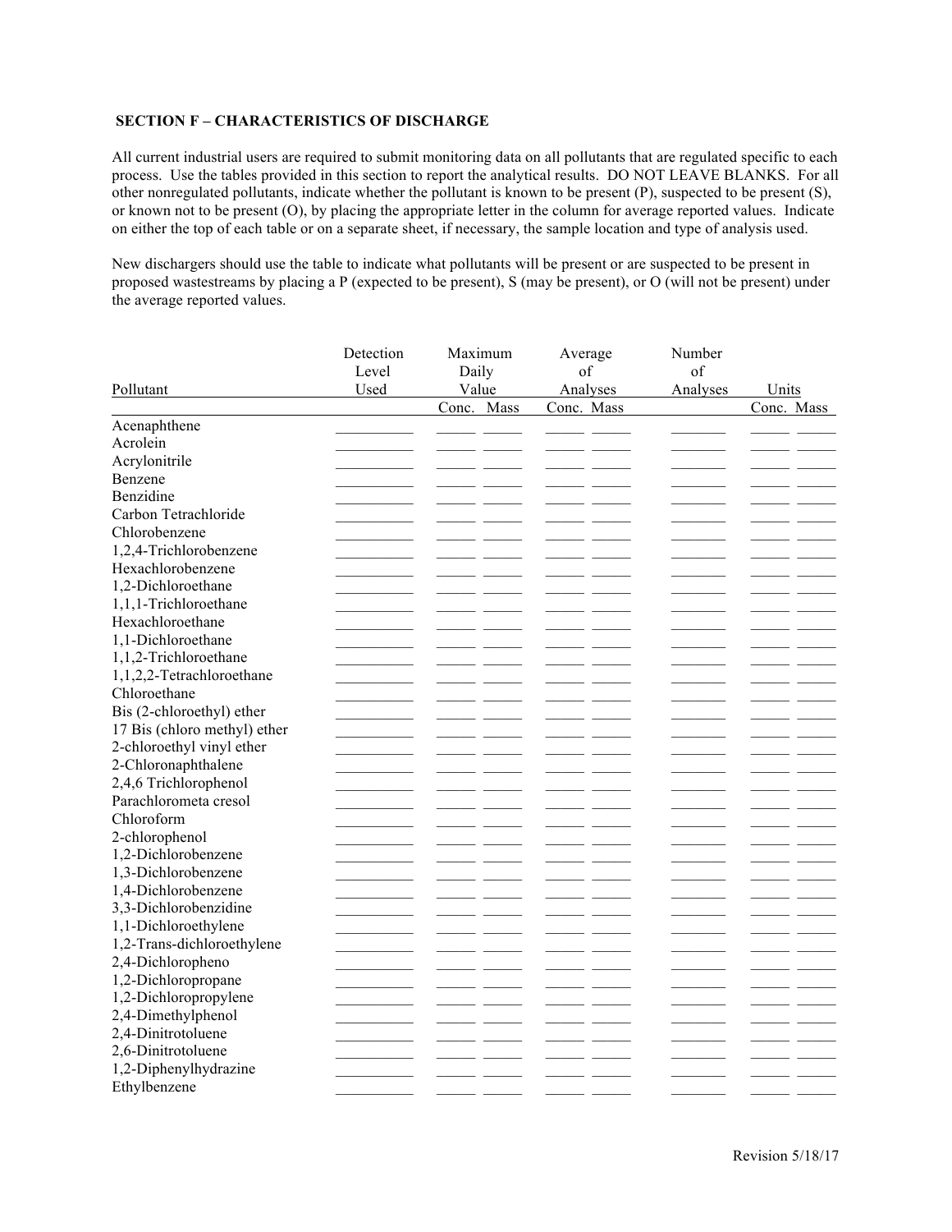**SECTION F – CHARACTERISTICS OF DISCHARGE**

All current industrial users are required to submit monitoring data on all pollutants that are regulated specific to each process. Use the tables provided in this section to report the analytical results. DO NOT LEAVE BLANKS. For all other nonregulated pollutants, indicate whether the pollutant is known to be present (P), suspected to be present (S), or known not to be present (O), by placing the appropriate letter in the column for average reported values. Indicate on either the top of each table or on a separate sheet, if necessary, the sample location and type of analysis used.

New dischargers should use the table to indicate what pollutants will be present or are suspected to be present in proposed wastestreams by placing a P (expected to be present), S (may be present), or O (will not be present) under the average reported values.

| Pollutant | Detection Level Used | Maximum Daily Value | | Average of Analyses | | Number of Analyses | Units | |
|---|---|---|---|---|---|---|---|---|
| | | Conc. | Mass | Conc. | Mass | | Conc. | Mass |
| Acenaphthene | | | | | | | | |
| Acrolein | | | | | | | | |
| Acrylonitrile | | | | | | | | |
| Benzene | | | | | | | | |
| Benzidine | | | | | | | | |
| Carbon Tetrachloride | | | | | | | | |
| Chlorobenzene | | | | | | | | |
| 1,2,4-Trichlorobenzene | | | | | | | | |
| Hexachlorobenzene | | | | | | | | |
| 1,2-Dichloroethane | | | | | | | | |
| 1,1,1-Trichloroethane | | | | | | | | |
| Hexachloroethane | | | | | | | | |
| 1,1-Dichloroethane | | | | | | | | |
| 1,1,2-Trichloroethane | | | | | | | | |
| 1,1,2,2-Tetrachloroethane | | | | | | | | |
| Chloroethane | | | | | | | | |
| Bis (2-chloroethyl) ether | | | | | | | | |
| 17 Bis (chloro methyl) ether | | | | | | | | |
| 2-chloroethyl vinyl ether | | | | | | | | |
| 2-Chloronaphthalene | | | | | | | | |
| 2,4,6 Trichlorophenol | | | | | | | | |
| Parachlorometa cresol | | | | | | | | |
| Chloroform | | | | | | | | |
| 2-chlorophenol | | | | | | | | |
| 1,2-Dichlorobenzene | | | | | | | | |
| 1,3-Dichlorobenzene | | | | | | | | |
| 1,4-Dichlorobenzene | | | | | | | | |
| 3,3-Dichlorobenzidine | | | | | | | | |
| 1,1-Dichloroethylene | | | | | | | | |
| 1,2-Trans-dichloroethylene | | | | | | | | |
| 2,4-Dichloropheno | | | | | | | | |
| 1,2-Dichloropropane | | | | | | | | |
| 1,2-Dichloropropylene | | | | | | | | |
| 2,4-Dimethylphenol | | | | | | | | |
| 2,4-Dinitrotoluene | | | | | | | | |
| 2,6-Dinitrotoluene | | | | | | | | |
| 1,2-Diphenylhydrazine | | | | | | | | |
| Ethylbenzene | | | | | | | | |

Revision 5/18/17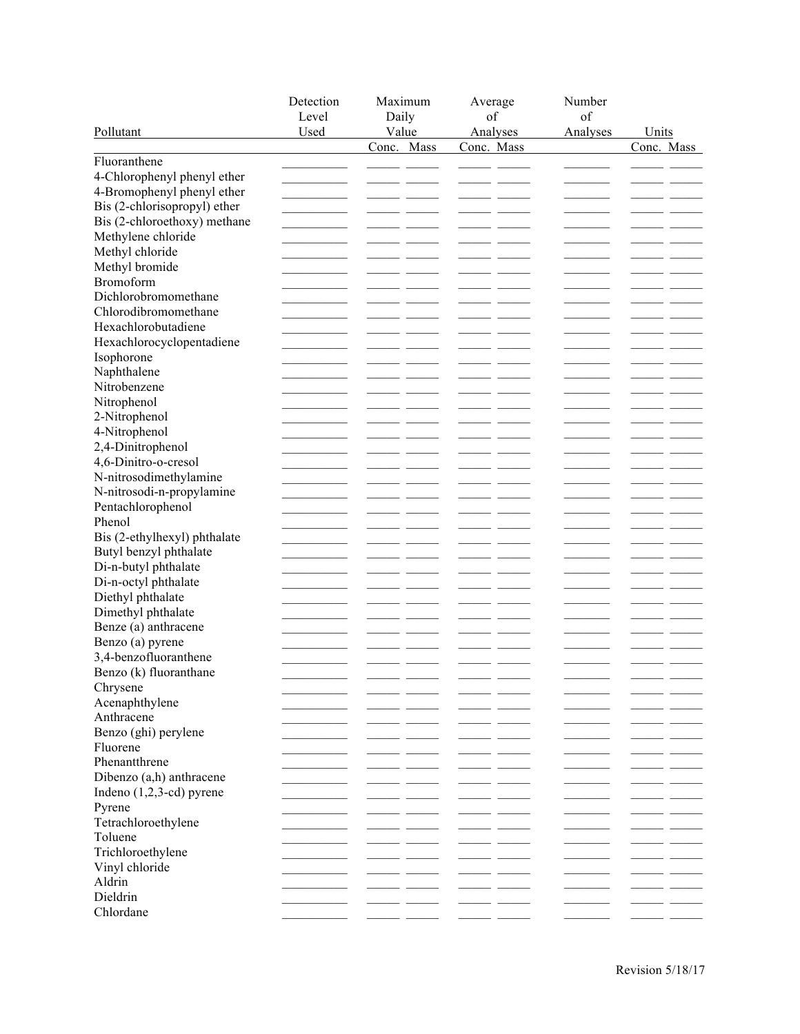| Pollutant | Detection Level Used | Maximum Daily Value | | Average of Analyses | | Number of Analyses | Units | |
|---|---|---|---|---|---|---|---|---|
| | | Conc. | Mass | Conc. | Mass | | Conc. | Mass |
| Fluoranthene | | | | | | | | |
| 4-Chlorophenyl phenyl ether | | | | | | | | |
| 4-Bromophenyl phenyl ether | | | | | | | | |
| Bis (2-chlorisopropyl) ether | | | | | | | | |
| Bis (2-chloroethoxy) methane | | | | | | | | |
| Methylene chloride | | | | | | | | |
| Methyl chloride | | | | | | | | |
| Methyl bromide | | | | | | | | |
| Bromoform | | | | | | | | |
| Dichlorobromomethane | | | | | | | | |
| Chlorodibromomethane | | | | | | | | |
| Hexachlorobutadiene | | | | | | | | |
| Hexachlorocyclopentadiene | | | | | | | | |
| Isophorone | | | | | | | | |
| Naphthalene | | | | | | | | |
| Nitrobenzene | | | | | | | | |
| Nitrophenol | | | | | | | | |
| 2-Nitrophenol | | | | | | | | |
| 4-Nitrophenol | | | | | | | | |
| 2,4-Dinitrophenol | | | | | | | | |
| 4,6-Dinitro-o-cresol | | | | | | | | |
| N-nitrosodimethylamine | | | | | | | | |
| N-nitrosodi-n-propylamine | | | | | | | | |
| Pentachlorophenol | | | | | | | | |
| Phenol | | | | | | | | |
| Bis (2-ethylhexyl) phthalate | | | | | | | | |
| Butyl benzyl phthalate | | | | | | | | |
| Di-n-butyl phthalate | | | | | | | | |
| Di-n-octyl phthalate | | | | | | | | |
| Diethyl phthalate | | | | | | | | |
| Dimethyl phthalate | | | | | | | | |
| Benze (a) anthracene | | | | | | | | |
| Benzo (a) pyrene | | | | | | | | |
| 3,4-benzofluoranthene | | | | | | | | |
| Benzo (k) fluoranthane | | | | | | | | |
| Chrysene | | | | | | | | |
| Acenaphthylene | | | | | | | | |
| Anthracene | | | | | | | | |
| Benzo (ghi) perylene | | | | | | | | |
| Fluorene | | | | | | | | |
| Phenantthrene | | | | | | | | |
| Dibenzo (a,h) anthracene | | | | | | | | |
| Indeno (1,2,3-cd) pyrene | | | | | | | | |
| Pyrene | | | | | | | | |
| Tetrachloroethylene | | | | | | | | |
| Toluene | | | | | | | | |
| Trichloroethylene | | | | | | | | |
| Vinyl chloride | | | | | | | | |
| Aldrin | | | | | | | | |
| Dieldrin | | | | | | | | |
| Chlordane | | | | | | | | |

Revision 5/18/17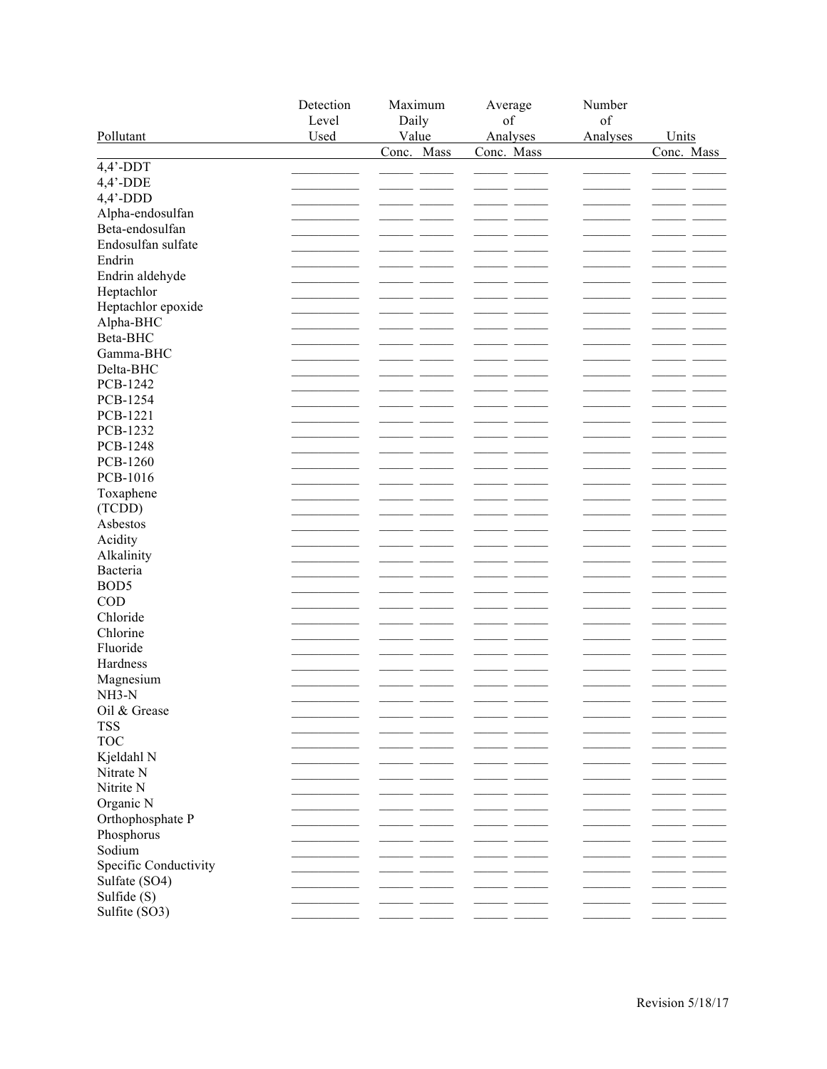| Pollutant | Detection Level Used | Maximum Daily Value | | Average of Analyses | | Number of Analyses | Units | |
|---|---|---|---|---|---|---|---|---|
| | | Conc. | Mass | Conc. | Mass | | Conc. | Mass |
| 4,4'-DDT | | | | | | | | |
| 4,4'-DDE | | | | | | | | |
| 4,4'-DDD | | | | | | | | |
| Alpha-endosulfan | | | | | | | | |
| Beta-endosulfan | | | | | | | | |
| Endosulfan sulfate | | | | | | | | |
| Endrin | | | | | | | | |
| Endrin aldehyde | | | | | | | | |
| Heptachlor | | | | | | | | |
| Heptachlor epoxide | | | | | | | | |
| Alpha-BHC | | | | | | | | |
| Beta-BHC | | | | | | | | |
| Gamma-BHC | | | | | | | | |
| Delta-BHC | | | | | | | | |
| PCB-1242 | | | | | | | | |
| PCB-1254 | | | | | | | | |
| PCB-1221 | | | | | | | | |
| PCB-1232 | | | | | | | | |
| PCB-1248 | | | | | | | | |
| PCB-1260 | | | | | | | | |
| PCB-1016 | | | | | | | | |
| Toxaphene | | | | | | | | |
| (TCDD) | | | | | | | | |
| Asbestos | | | | | | | | |
| Acidity | | | | | | | | |
| Alkalinity | | | | | | | | |
| Bacteria | | | | | | | | |
| BOD5 | | | | | | | | |
| COD | | | | | | | | |
| Chloride | | | | | | | | |
| Chlorine | | | | | | | | |
| Fluoride | | | | | | | | |
| Hardness | | | | | | | | |
| Magnesium | | | | | | | | |
| NH3-N | | | | | | | | |
| Oil & Grease | | | | | | | | |
| TSS | | | | | | | | |
| TOC | | | | | | | | |
| Kjeldahl N | | | | | | | | |
| Nitrate N | | | | | | | | |
| Nitrite N | | | | | | | | |
| Organic N | | | | | | | | |
| Orthophosphate P | | | | | | | | |
| Phosphorus | | | | | | | | |
| Sodium | | | | | | | | |
| Specific Conductivity | | | | | | | | |
| Sulfate (SO4) | | | | | | | | |
| Sulfide (S) | | | | | | | | |
| Sulfite (SO3) | | | | | | | | |

Revision 5/18/17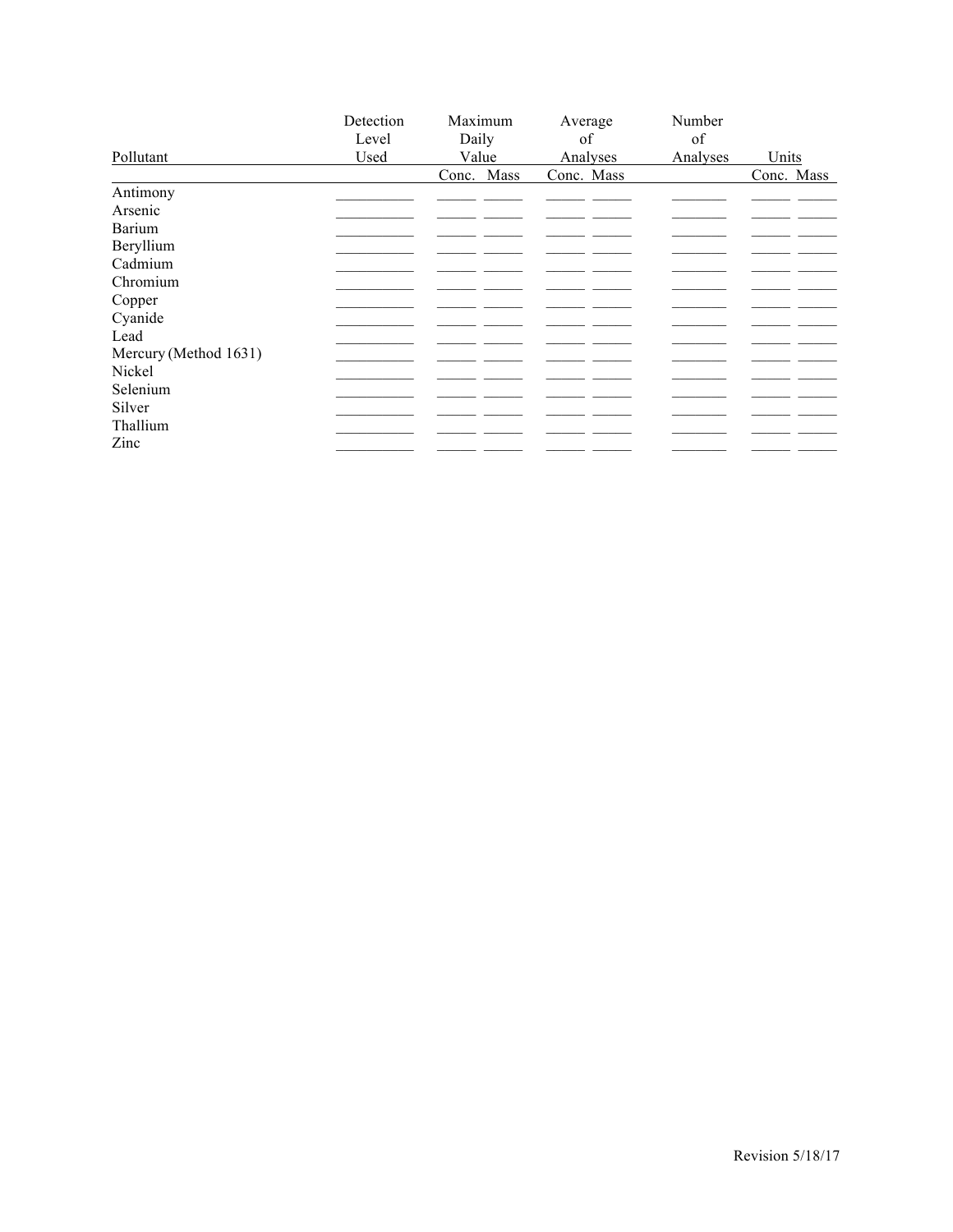| Pollutant | Detection Level Used | Maximum Daily Value | | Average of Analyses | | Number of Analyses | Units | |
|---|---|---|---|---|---|---|---|---|
| | | Conc. | Mass | Conc. | Mass | | Conc. | Mass |
| Antimony | | | | | | | | |
| Arsenic | | | | | | | | |
| Barium | | | | | | | | |
| Beryllium | | | | | | | | |
| Cadmium | | | | | | | | |
| Chromium | | | | | | | | |
| Copper | | | | | | | | |
| Cyanide | | | | | | | | |
| Lead | | | | | | | | |
| Mercury (Method 1631) | | | | | | | | |
| Nickel | | | | | | | | |
| Selenium | | | | | | | | |
| Silver | | | | | | | | |
| Thallium | | | | | | | | |
| Zinc | | | | | | | | |

Revision 5/18/17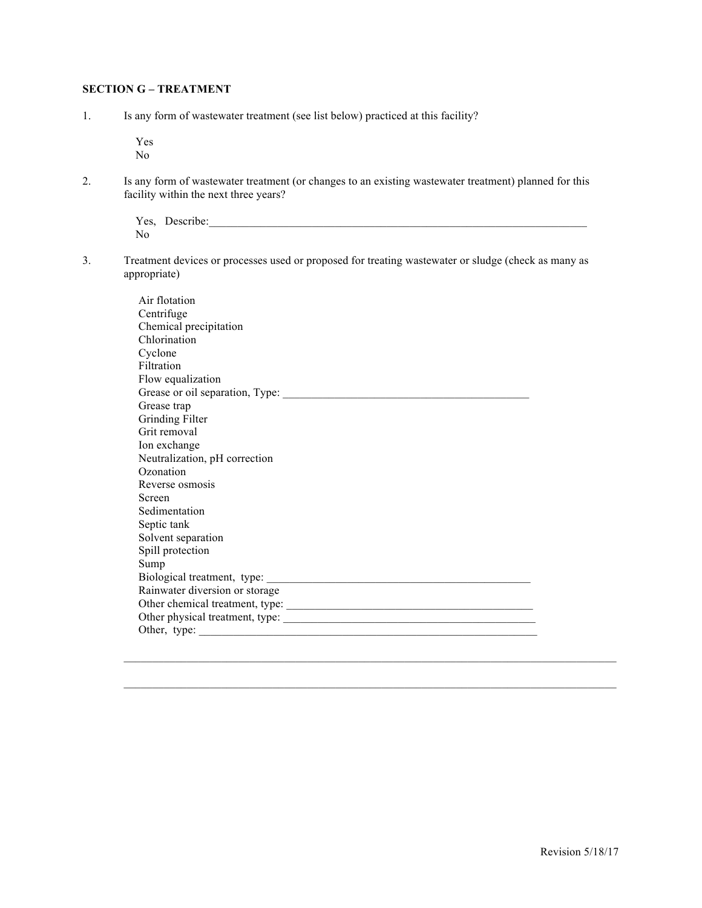**SECTION G – TREATMENT**

1. Is any form of wastewater treatment (see list below) practiced at this facility?

   Yes
   No

2. Is any form of wastewater treatment (or changes to an existing wastewater treatment) planned for this facility within the next three years?

   Yes, Describe:______________________________________________________________________
   No

3. Treatment devices or processes used or proposed for treating wastewater or sludge (check as many as appropriate)

   Air flotation
   Centrifuge
   Chemical precipitation
   Chlorination
   Cyclone
   Filtration
   Flow equalization
   Grease or oil separation, Type: ____________________________________________
   Grease trap
   Grinding Filter
   Grit removal
   Ion exchange
   Neutralization, pH correction
   Ozonation
   Reverse osmosis
   Screen
   Sedimentation
   Septic tank
   Solvent separation
   Spill protection
   Sump
   Biological treatment, type: ________________________________________________
   Rainwater diversion or storage
   Other chemical treatment, type: ____________________________________________
   Other physical treatment, type: ____________________________________________
   Other, type: ______________________________________________________________

   ________________________________________________________________________________________

   ________________________________________________________________________________________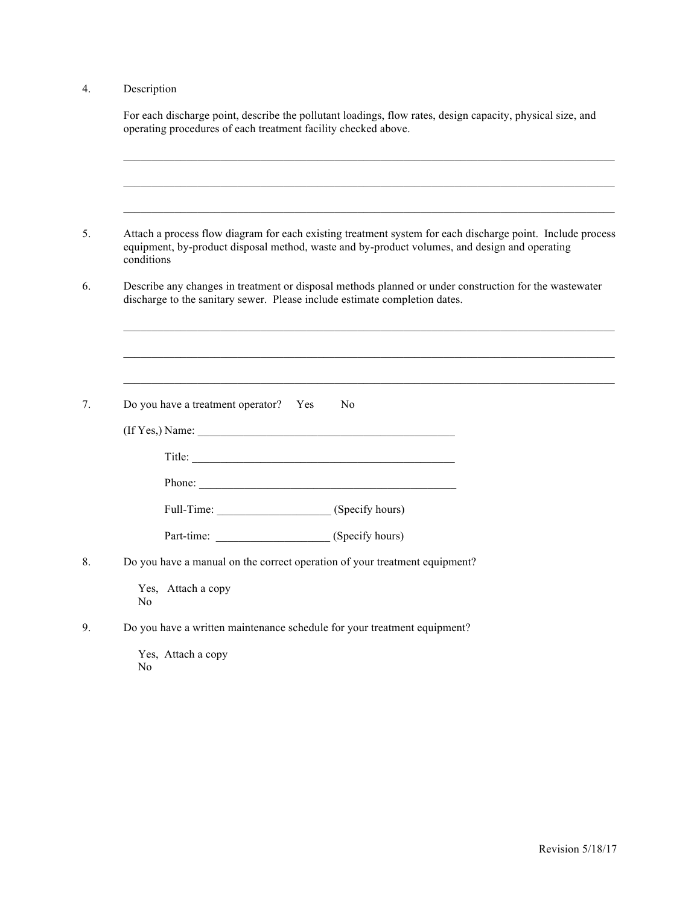4. Description

   For each discharge point, describe the pollutant loadings, flow rates, design capacity, physical size, and operating procedures of each treatment facility checked above.

   ______________________________________________________________________________

   ______________________________________________________________________________

   ______________________________________________________________________________

5. Attach a process flow diagram for each existing treatment system for each discharge point. Include process equipment, by-product disposal method, waste and by-product volumes, and design and operating conditions

6. Describe any changes in treatment or disposal methods planned or under construction for the wastewater discharge to the sanitary sewer. Please include estimate completion dates.

   ______________________________________________________________________________

   ______________________________________________________________________________

   ______________________________________________________________________________

7. Do you have a treatment operator? Yes No

   (If Yes,) Name: _______________________________________________

   Title: _______________________________________________

   Phone: _______________________________________________

   Full-Time: ____________________ (Specify hours)

   Part-time: ____________________ (Specify hours)

8. Do you have a manual on the correct operation of your treatment equipment?

   Yes, Attach a copy
   No

9. Do you have a written maintenance schedule for your treatment equipment?

   Yes, Attach a copy
   No

Revision 5/18/17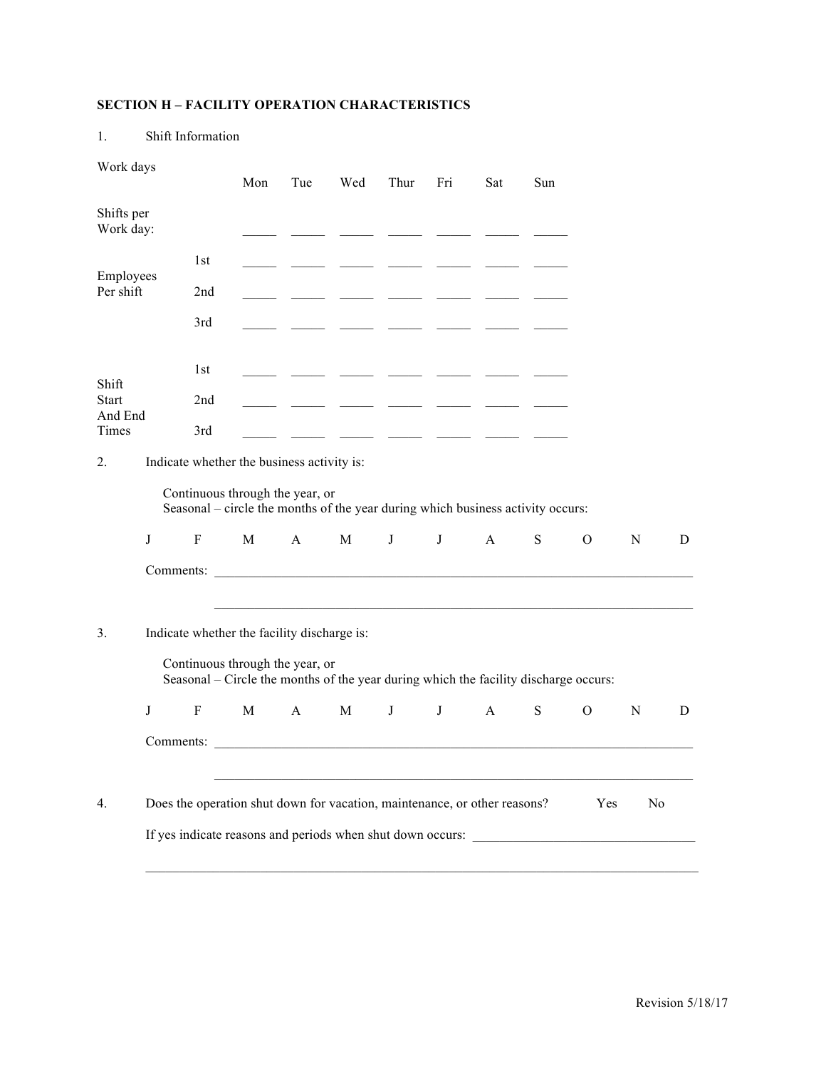**SECTION H – FACILITY OPERATION CHARACTERISTICS**

1. Shift Information

| Work days | | Mon | Tue | Wed | Thur | Fri | Sat | Sun |
|---|---|---|---|---|---|---|---|---|
| Shifts per Work day: | | _____ | _____ | _____ | _____ | _____ | _____ | _____ |
| Employees Per shift | 1st | _____ | _____ | _____ | _____ | _____ | _____ | _____ |
| | 2nd | _____ | _____ | _____ | _____ | _____ | _____ | _____ |
| | 3rd | _____ | _____ | _____ | _____ | _____ | _____ | _____ |
| Shift Start And End Times | 1st | _____ | _____ | _____ | _____ | _____ | _____ | _____ |
| | 2nd | _____ | _____ | _____ | _____ | _____ | _____ | _____ |
| | 3rd | _____ | _____ | _____ | _____ | _____ | _____ | _____ |

2. Indicate whether the business activity is:

   Continuous through the year, or
   Seasonal – circle the months of the year during which business activity occurs:

   J F M A M J J A S O N D

   Comments: ___________________________________________________________________________

   ___________________________________________________________________________

3. Indicate whether the facility discharge is:

   Continuous through the year, or
   Seasonal – Circle the months of the year during which the facility discharge occurs:

   J F M A M J J A S O N D

   Comments: ___________________________________________________________________________

   ___________________________________________________________________________

4. Does the operation shut down for vacation, maintenance, or other reasons? Yes No

   If yes indicate reasons and periods when shut down occurs: ___________________________________

   ___________________________________________________________________________

Revision 5/18/17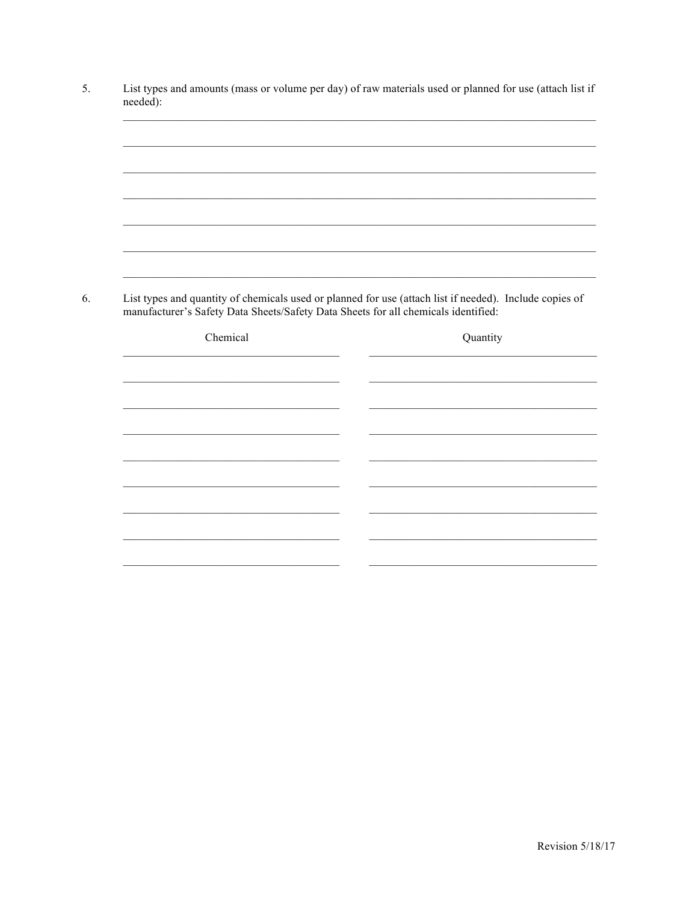5. List types and amounts (mass or volume per day) of raw materials used or planned for use (attach list if needed):

\_\_\_\_\_\_\_\_\_\_\_\_\_\_\_\_\_\_\_\_\_\_\_\_\_\_\_\_\_\_\_\_\_\_\_\_\_\_\_\_\_\_\_\_\_\_\_\_\_\_\_\_\_\_\_\_\_\_\_\_\_\_\_\_\_\_\_\_\_\_\_\_\_\_\_\_

\_\_\_\_\_\_\_\_\_\_\_\_\_\_\_\_\_\_\_\_\_\_\_\_\_\_\_\_\_\_\_\_\_\_\_\_\_\_\_\_\_\_\_\_\_\_\_\_\_\_\_\_\_\_\_\_\_\_\_\_\_\_\_\_\_\_\_\_\_\_\_\_\_\_\_\_

\_\_\_\_\_\_\_\_\_\_\_\_\_\_\_\_\_\_\_\_\_\_\_\_\_\_\_\_\_\_\_\_\_\_\_\_\_\_\_\_\_\_\_\_\_\_\_\_\_\_\_\_\_\_\_\_\_\_\_\_\_\_\_\_\_\_\_\_\_\_\_\_\_\_\_\_

\_\_\_\_\_\_\_\_\_\_\_\_\_\_\_\_\_\_\_\_\_\_\_\_\_\_\_\_\_\_\_\_\_\_\_\_\_\_\_\_\_\_\_\_\_\_\_\_\_\_\_\_\_\_\_\_\_\_\_\_\_\_\_\_\_\_\_\_\_\_\_\_\_\_\_\_

\_\_\_\_\_\_\_\_\_\_\_\_\_\_\_\_\_\_\_\_\_\_\_\_\_\_\_\_\_\_\_\_\_\_\_\_\_\_\_\_\_\_\_\_\_\_\_\_\_\_\_\_\_\_\_\_\_\_\_\_\_\_\_\_\_\_\_\_\_\_\_\_\_\_\_\_

\_\_\_\_\_\_\_\_\_\_\_\_\_\_\_\_\_\_\_\_\_\_\_\_\_\_\_\_\_\_\_\_\_\_\_\_\_\_\_\_\_\_\_\_\_\_\_\_\_\_\_\_\_\_\_\_\_\_\_\_\_\_\_\_\_\_\_\_\_\_\_\_\_\_\_\_

\_\_\_\_\_\_\_\_\_\_\_\_\_\_\_\_\_\_\_\_\_\_\_\_\_\_\_\_\_\_\_\_\_\_\_\_\_\_\_\_\_\_\_\_\_\_\_\_\_\_\_\_\_\_\_\_\_\_\_\_\_\_\_\_\_\_\_\_\_\_\_\_\_\_\_\_

6. List types and quantity of chemicals used or planned for use (attach list if needed). Include copies of manufacturer's Safety Data Sheets/Safety Data Sheets for all chemicals identified:

| Chemical | Quantity |
| --- | --- |
| | |
| | |
| | |
| | |
| | |
| | |
| | |
| | |
| | |

Revision 5/18/17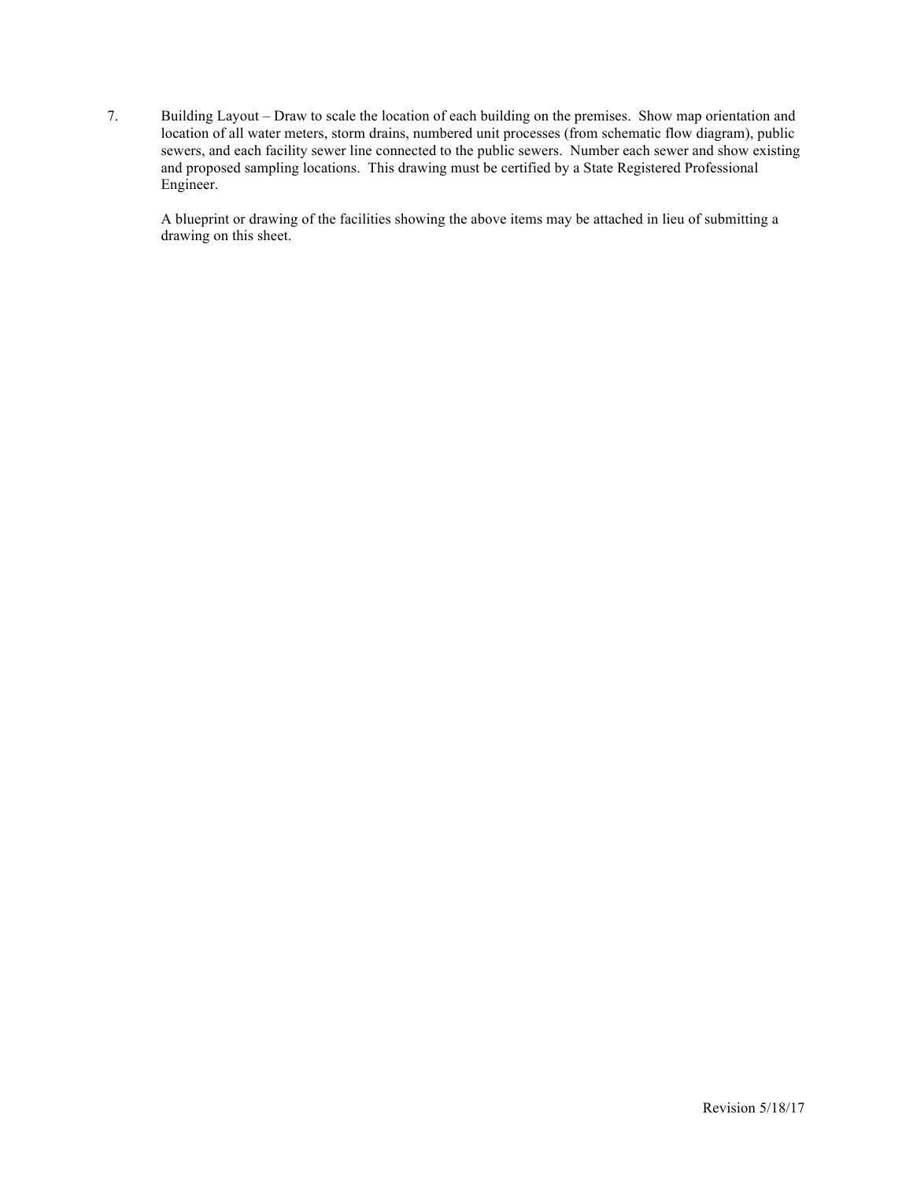7. Building Layout – Draw to scale the location of each building on the premises. Show map orientation and location of all water meters, storm drains, numbered unit processes (from schematic flow diagram), public sewers, and each facility sewer line connected to the public sewers. Number each sewer and show existing and proposed sampling locations. This drawing must be certified by a State Registered Professional Engineer.

   A blueprint or drawing of the facilities showing the above items may be attached in lieu of submitting a drawing on this sheet.

Revision 5/18/17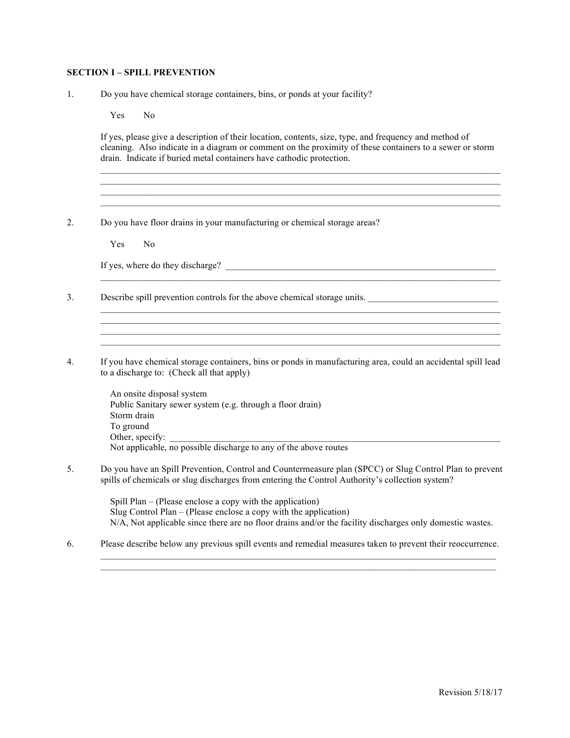**SECTION I – SPILL PREVENTION**

1. Do you have chemical storage containers, bins, or ponds at your facility?

   Yes    No

   If yes, please give a description of their location, contents, size, type, and frequency and method of cleaning. Also indicate in a diagram or comment on the proximity of these containers to a sewer or storm drain. Indicate if buried metal containers have cathodic protection.

   ______________________________________________________________________________________
   ______________________________________________________________________________________
   ______________________________________________________________________________________
   ______________________________________________________________________________________

2. Do you have floor drains in your manufacturing or chemical storage areas?

   Yes    No

   If yes, where do they discharge? ______________________________________________________________
   ______________________________________________________________________________________

3. Describe spill prevention controls for the above chemical storage units. ____________________________
   ______________________________________________________________________________________
   ______________________________________________________________________________________
   ______________________________________________________________________________________
   ______________________________________________________________________________________

4. If you have chemical storage containers, bins or ponds in manufacturing area, could an accidental spill lead to a discharge to: (Check all that apply)

   An onsite disposal system
   Public Sanitary sewer system (e.g. through a floor drain)
   Storm drain
   To ground
   Other, specify: ______________________________________________________________________
   Not applicable, no possible discharge to any of the above routes

5. Do you have an Spill Prevention, Control and Countermeasure plan (SPCC) or Slug Control Plan to prevent spills of chemicals or slug discharges from entering the Control Authority's collection system?

   Spill Plan – (Please enclose a copy with the application)
   Slug Control Plan – (Please enclose a copy with the application)
   N/A, Not applicable since there are no floor drains and/or the facility discharges only domestic wastes.

6. Please describe below any previous spill events and remedial measures taken to prevent their reoccurrence.
   ______________________________________________________________________________________
   ______________________________________________________________________________________

Revision 5/18/17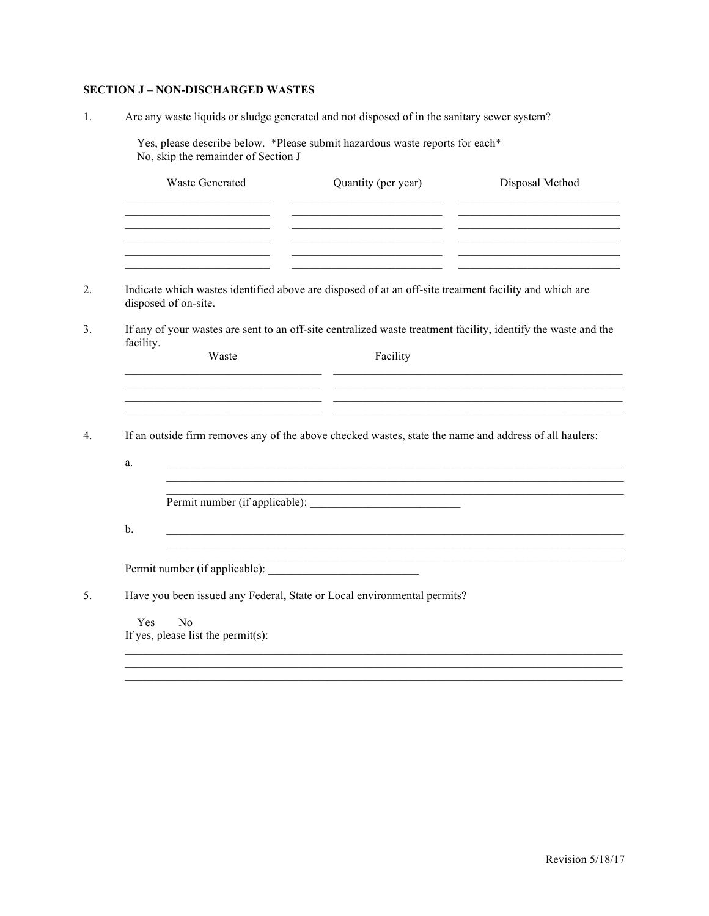**SECTION J – NON-DISCHARGED WASTES**

1. Are any waste liquids or sludge generated and not disposed of in the sanitary sewer system?

   Yes, please describe below. *Please submit hazardous waste reports for each*
   No, skip the remainder of Section J

| Waste Generated | Quantity (per year) | Disposal Method |
|---|---|---|
| | | |
| | | |
| | | |
| | | |
| | | |
| | | |

2. Indicate which wastes identified above are disposed of at an off-site treatment facility and which are disposed of on-site.

3. If any of your wastes are sent to an off-site centralized waste treatment facility, identify the waste and the facility.

| Waste | Facility |
|---|---|
| | |
| | |
| | |
| | |

4. If an outside firm removes any of the above checked wastes, state the name and address of all haulers:

   a. ______________________________________________
   ______________________________________________
   ______________________________________________
   Permit number (if applicable): __________________________

   b. ______________________________________________
   ______________________________________________
   ______________________________________________
   Permit number (if applicable): __________________________

5. Have you been issued any Federal, State or Local environmental permits?

   Yes No
   If yes, please list the permit(s):
   ______________________________________________
   ______________________________________________
   ______________________________________________

Revision 5/18/17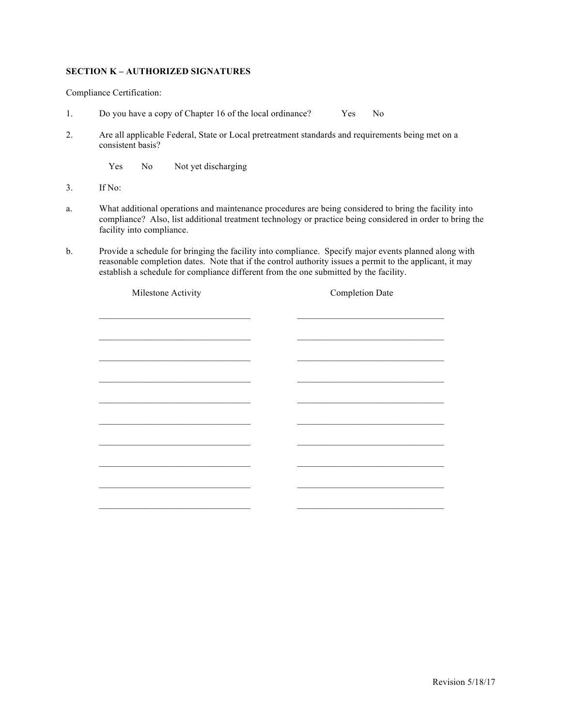**SECTION K – AUTHORIZED SIGNATURES**

Compliance Certification:

1. Do you have a copy of Chapter 16 of the local ordinance? Yes No

2. Are all applicable Federal, State or Local pretreatment standards and requirements being met on a consistent basis?

   Yes No Not yet discharging

3. If No:

a. What additional operations and maintenance procedures are being considered to bring the facility into compliance? Also, list additional treatment technology or practice being considered in order to bring the facility into compliance.

b. Provide a schedule for bringing the facility into compliance. Specify major events planned along with reasonable completion dates. Note that if the control authority issues a permit to the applicant, it may establish a schedule for compliance different from the one submitted by the facility.

| Milestone Activity | Completion Date |
| --- | --- |
| | |
| | |
| | |
| | |
| | |
| | |
| | |
| | |
| | |
| | |

Revision 5/18/17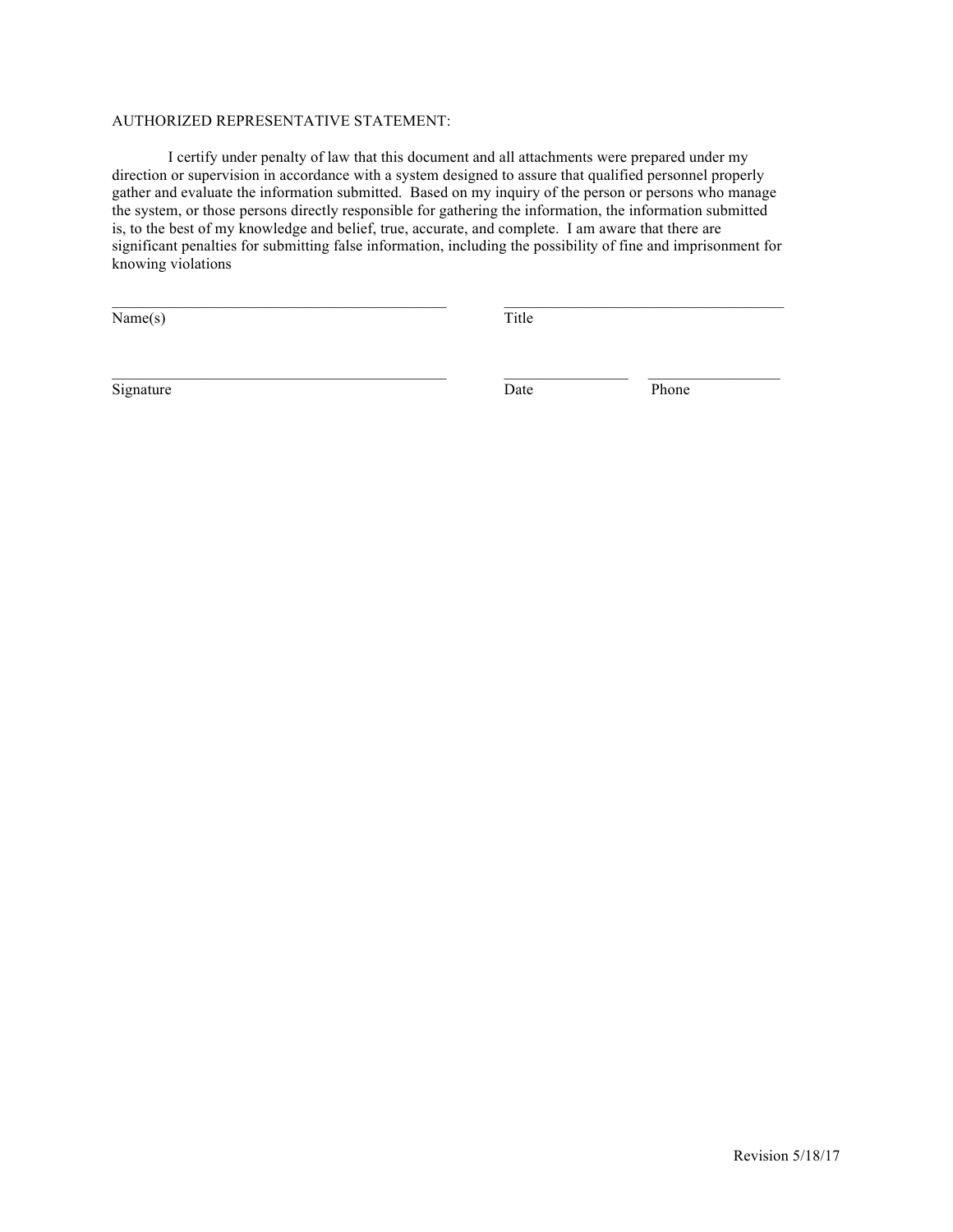AUTHORIZED REPRESENTATIVE STATEMENT:

I certify under penalty of law that this document and all attachments were prepared under my direction or supervision in accordance with a system designed to assure that qualified personnel properly gather and evaluate the information submitted. Based on my inquiry of the person or persons who manage the system, or those persons directly responsible for gathering the information, the information submitted is, to the best of my knowledge and belief, true, accurate, and complete. I am aware that there are significant penalties for submitting false information, including the possibility of fine and imprisonment for knowing violations

\_\_\_\_\_\_\_\_\_\_\_\_\_\_\_\_\_\_\_\_\_\_\_\_\_\_\_\_\_\_\_\_\_\_\_\_\_\_\_\_\_\_ &nbsp;&nbsp;&nbsp;&nbsp; \_\_\_\_\_\_\_\_\_\_\_\_\_\_\_\_\_\_\_\_\_\_\_\_\_\_\_\_\_\_\_\_\_\_\_\_

Name(s) &nbsp;&nbsp;&nbsp;&nbsp;&nbsp;&nbsp;&nbsp;&nbsp;&nbsp;&nbsp;&nbsp;&nbsp;&nbsp;&nbsp;&nbsp;&nbsp;&nbsp;&nbsp;&nbsp;&nbsp;&nbsp;&nbsp;&nbsp;&nbsp;&nbsp;&nbsp;&nbsp;&nbsp;&nbsp;&nbsp;&nbsp;&nbsp;&nbsp;&nbsp;&nbsp;&nbsp;&nbsp;&nbsp;&nbsp;&nbsp; Title

\_\_\_\_\_\_\_\_\_\_\_\_\_\_\_\_\_\_\_\_\_\_\_\_\_\_\_\_\_\_\_\_\_\_\_\_\_\_\_\_\_\_ &nbsp;&nbsp;&nbsp;&nbsp; \_\_\_\_\_\_\_\_\_\_\_\_\_\_\_\_ &nbsp;&nbsp; \_\_\_\_\_\_\_\_\_\_\_\_\_\_\_\_\_

Signature &nbsp;&nbsp;&nbsp;&nbsp;&nbsp;&nbsp;&nbsp;&nbsp;&nbsp;&nbsp;&nbsp;&nbsp;&nbsp;&nbsp;&nbsp;&nbsp;&nbsp;&nbsp;&nbsp;&nbsp;&nbsp;&nbsp;&nbsp;&nbsp;&nbsp;&nbsp;&nbsp;&nbsp;&nbsp;&nbsp;&nbsp;&nbsp;&nbsp;&nbsp;&nbsp;&nbsp;&nbsp;&nbsp; Date &nbsp;&nbsp;&nbsp;&nbsp;&nbsp;&nbsp;&nbsp;&nbsp;&nbsp;&nbsp;&nbsp;&nbsp;&nbsp;&nbsp; Phone

Revision 5/18/17